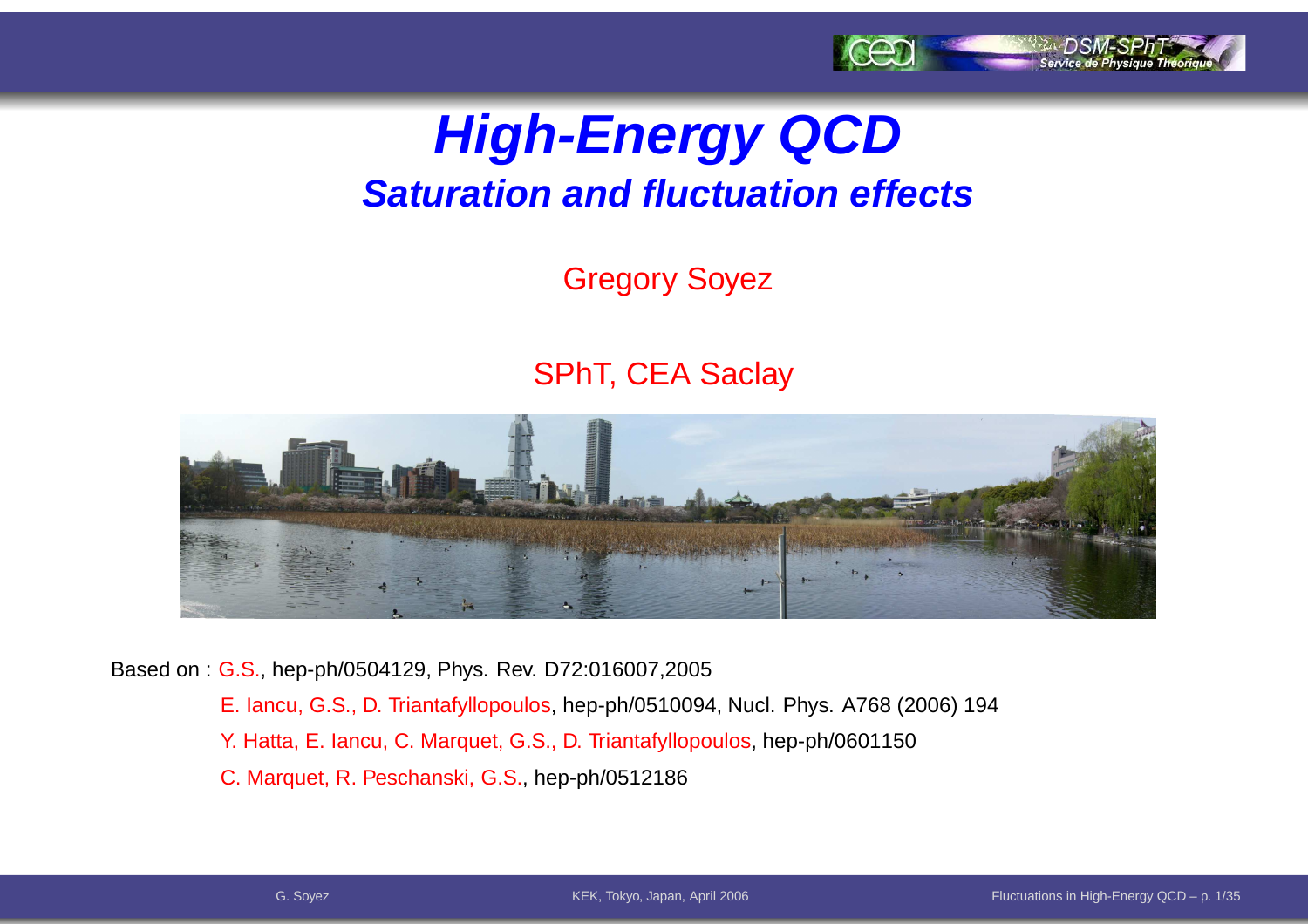# *High-Energy QCD*

## *Saturation and fluctuation effects*

Gregory Soyez

SPhT, CEA Saclay

Based on : G.S., hep-ph/0504129, Phys. Rev. D72:016007,2005

E. Iancu, G.S., D. Triantafyllopoulos, hep-ph/0510094, Nucl. Phys. A768 (2006) 194

Y. Hatta, E. Iancu, C. Marquet, G.S., D. Triantafyllopoulos, hep-ph/0601150

C. Marquet, R. Peschanski, G.S., hep-ph/0512186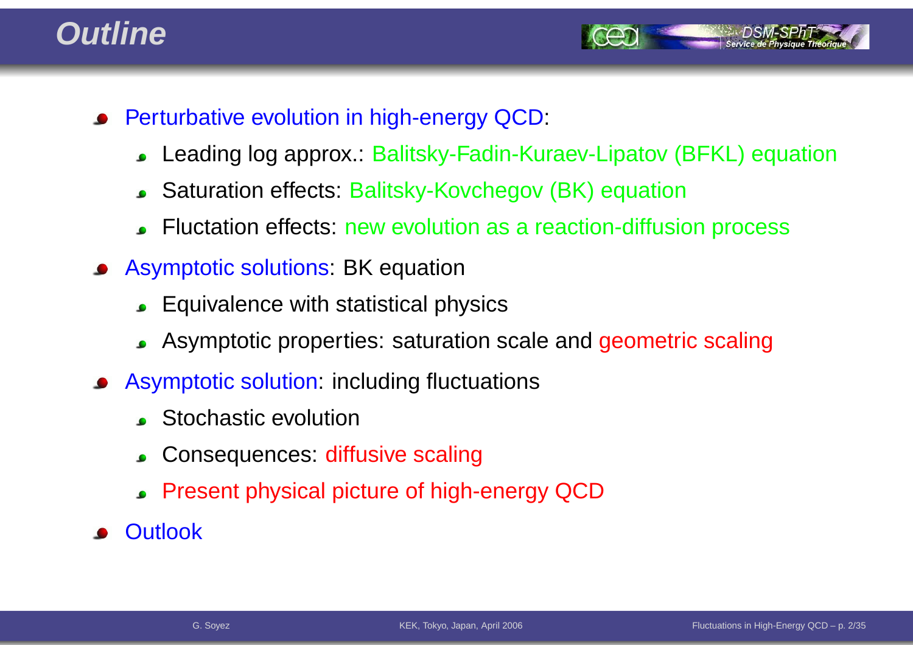# Outline

- Perturbative evolution in high-energy QCD:
  - Leading log approx.: Balitsky-Fadin-Kuraev-Lipatov (BFKL) equation
  - Saturation effects: Balitsky-Kovchegov (BK) equation
  - Fluctation effects: new evolution as a reaction-diffusion process
- Asymptotic solutions: BK equation
  - Equivalence with statistical physics
  - Asymptotic properties: saturation scale and geometric scaling
- Asymptotic solution: including fluctuations
  - Stochastic evolution
  - Consequences: diffusive scaling
  - Present physical picture of high-energy QCD
- Outlook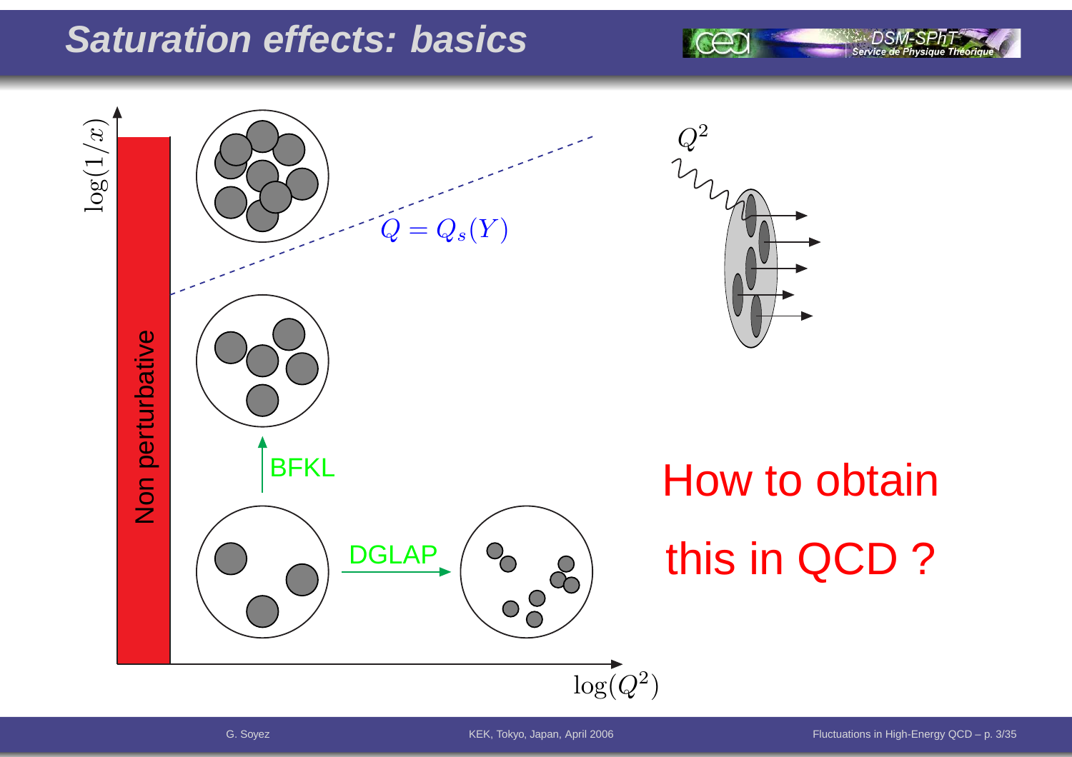# Saturation effects: basics

$\log(1/x)$

Non perturbative

$Q = Q_s(Y)$

BFKL

DGLAP

$\log(Q^2)$

$Q^2$

How to obtain this in QCD ?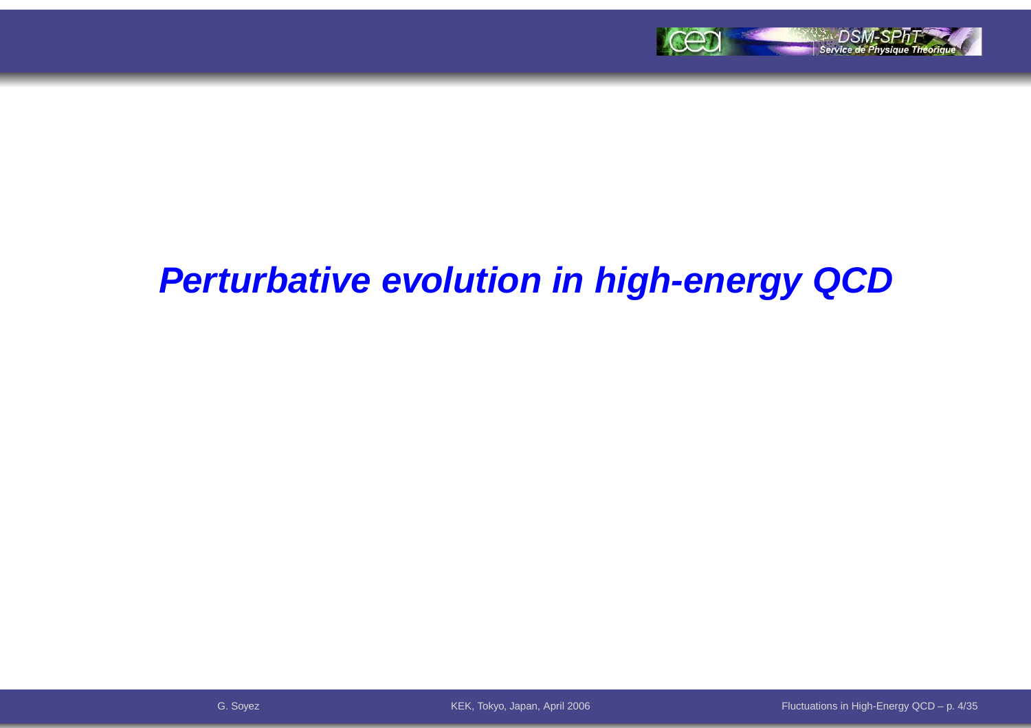# *Perturbative evolution in high-energy QCD*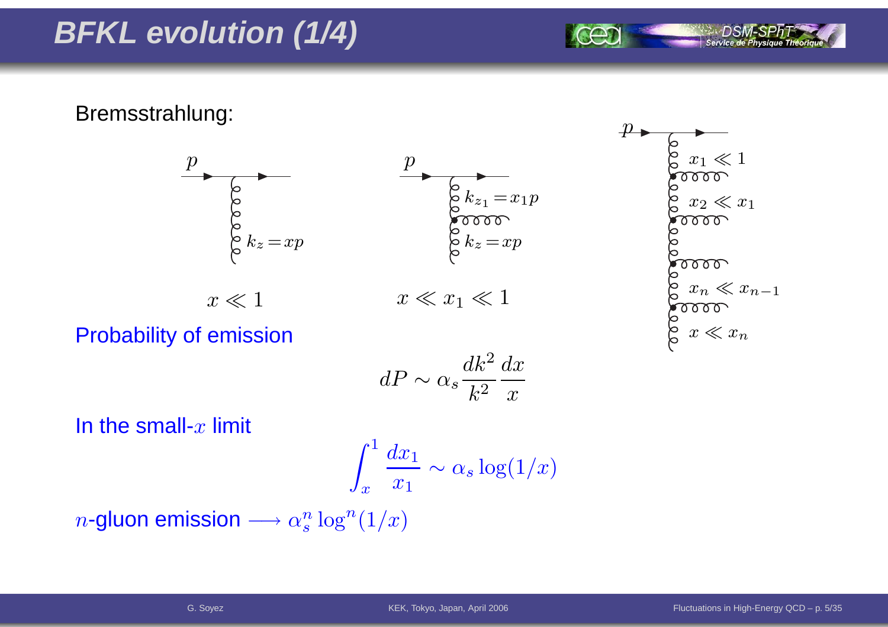# BFKL evolution (1/4)

Bremsstrahlung:

$p$, $k_z = xp$

$x \ll 1$

$p$, $k_{z_1} = x_1 p$, $k_z = xp$

$x \ll x_1 \ll 1$

$p$, $x_1 \ll 1$, $x_2 \ll x_1$, $x_n \ll x_{n-1}$, $x \ll x_n$

Probability of emission

$$dP \sim \alpha_s \frac{dk^2}{k^2} \frac{dx}{x}$$

In the small-$x$ limit

$$\int_x^1 \frac{dx_1}{x_1} \sim \alpha_s \log(1/x)$$

$n$-gluon emission $\longrightarrow \alpha_s^n \log^n(1/x)$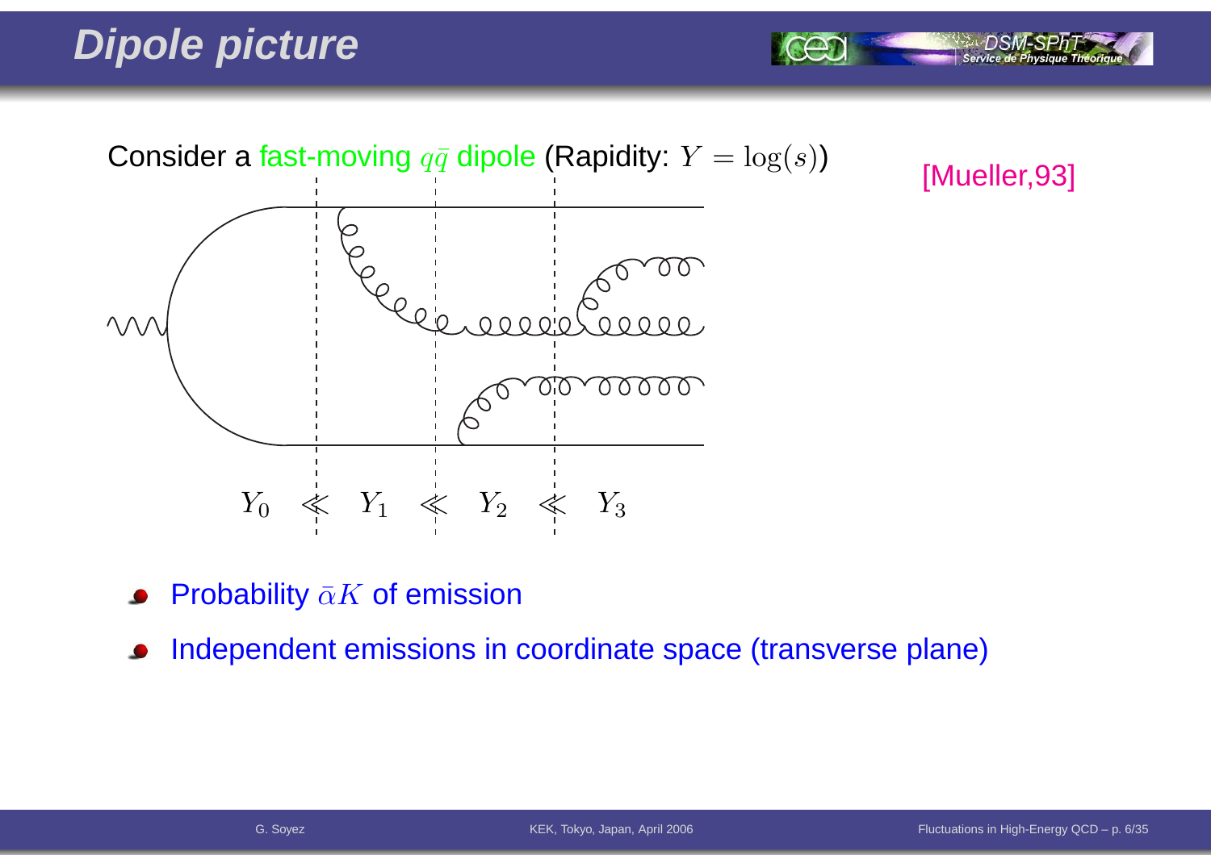# Dipole picture

Consider a fast-moving $q\bar{q}$ dipole (Rapidity: $Y = \log(s)$)

[Mueller,93]

$Y_0 \lll Y_1 \lll Y_2 \lll Y_3$

- Probability $\bar{\alpha}K$ of emission
- Independent emissions in coordinate space (transverse plane)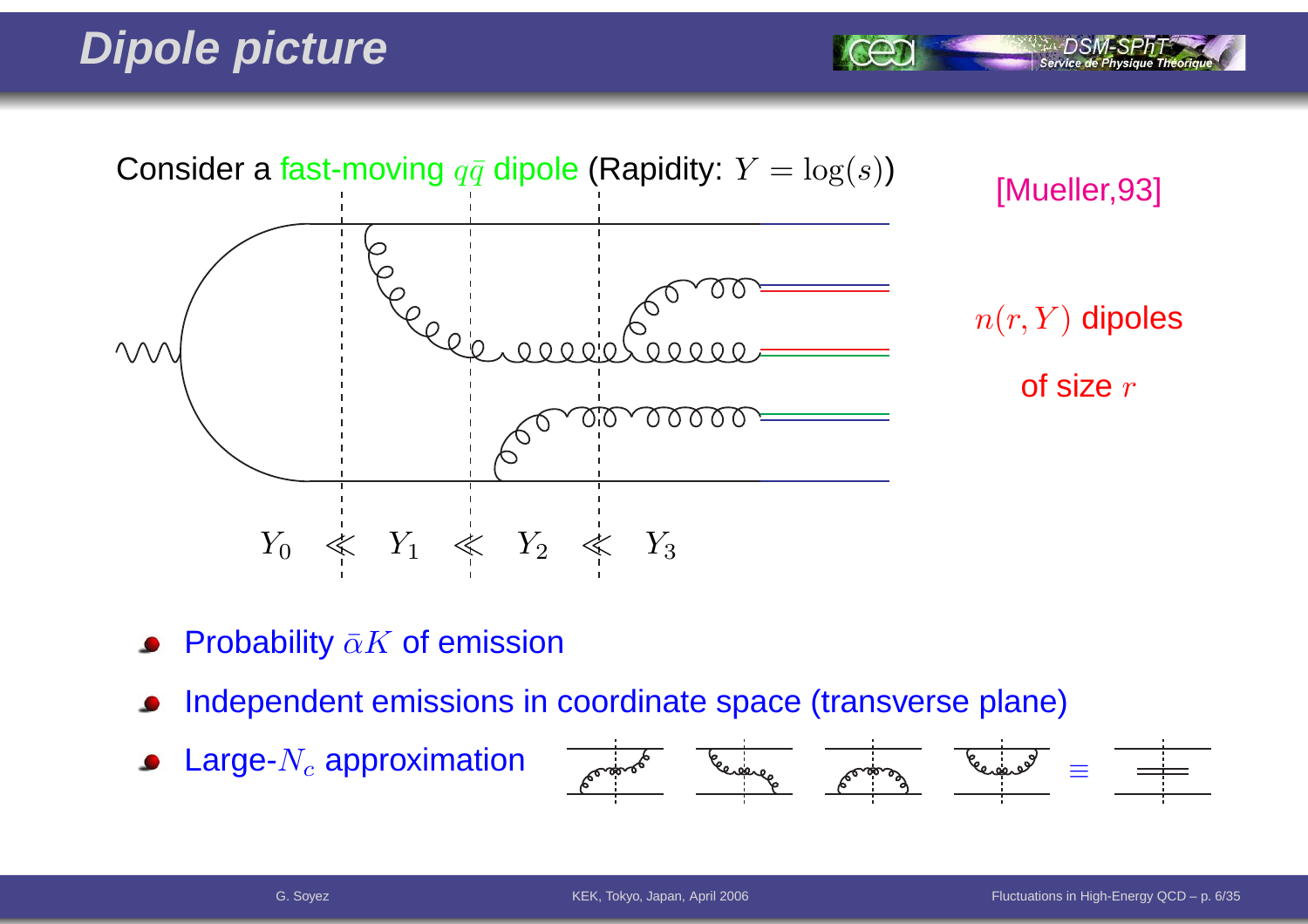# Dipole picture

Consider a fast-moving $q\bar{q}$ dipole (Rapidity: $Y = \log(s)$)

[Mueller,93]

$n(r, Y)$ dipoles

of size $r$

$Y_0 \ll Y_1 \ll Y_2 \ll Y_3$

- Probability $\bar{\alpha}K$ of emission
- Independent emissions in coordinate space (transverse plane)
- Large-$N_c$ approximation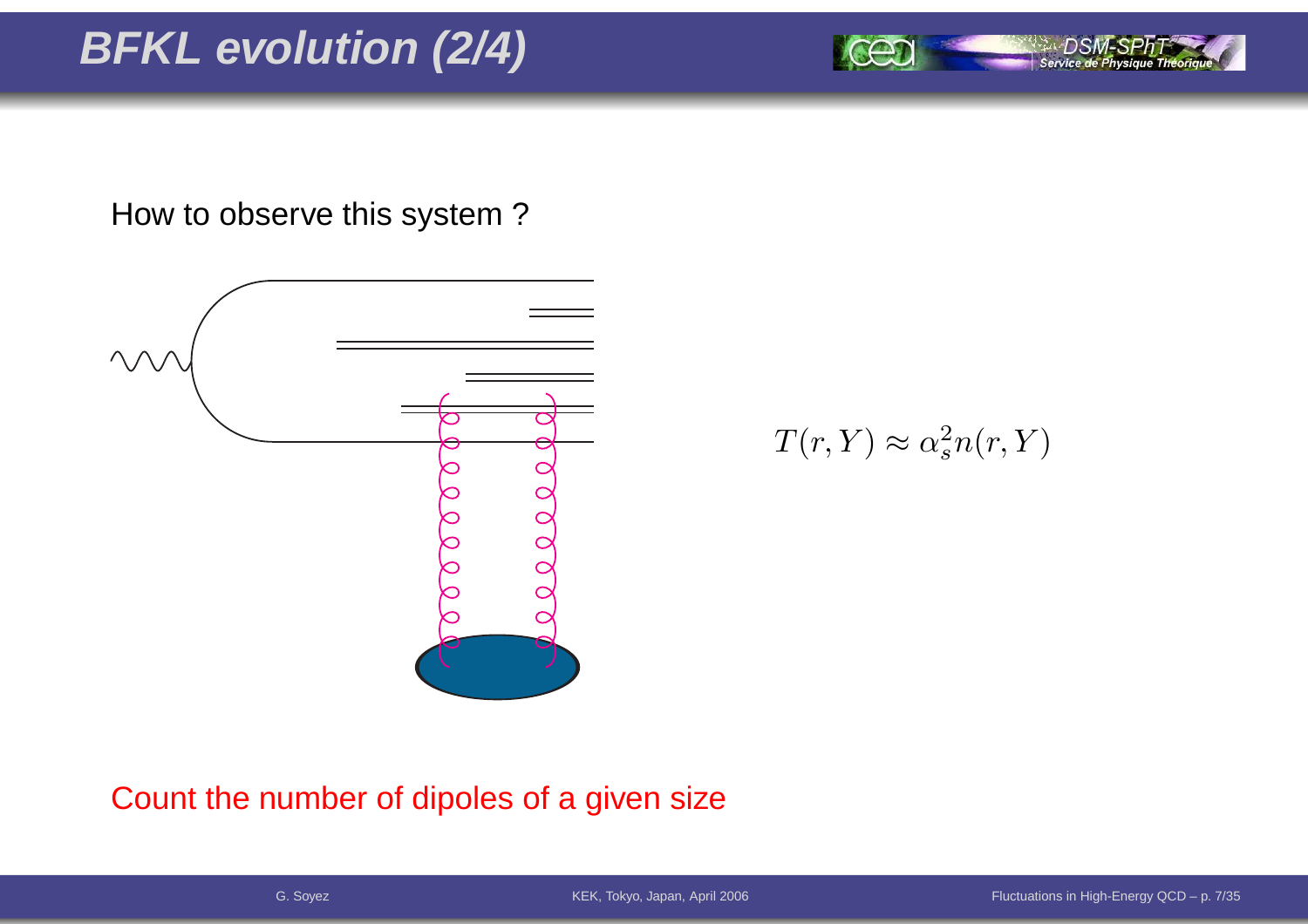# BFKL evolution (2/4)

How to observe this system ?

$$T(r, Y) \approx \alpha_s^2 n(r, Y)$$

Count the number of dipoles of a given size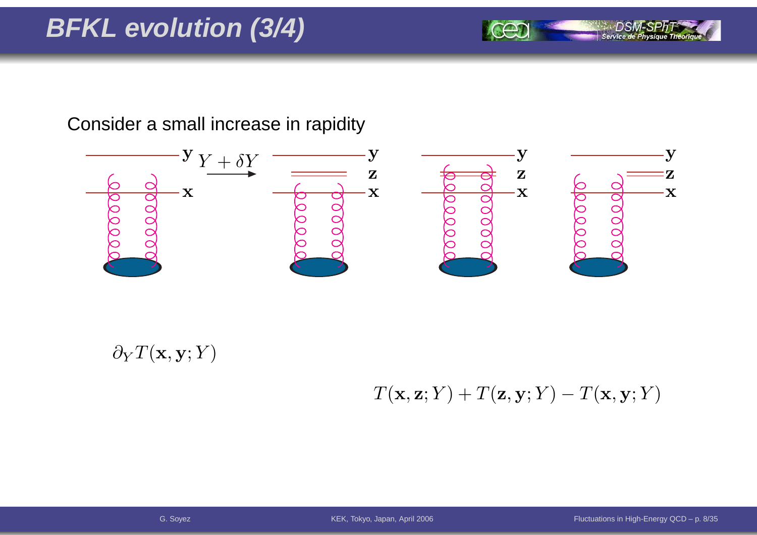# BFKL evolution (3/4)

Consider a small increase in rapidity

$\mathbf{y}$ $Y + \delta Y$ $\mathbf{x}$ $\mathbf{y}$ $\mathbf{z}$ $\mathbf{x}$ $\mathbf{y}$ $\mathbf{z}$ $\mathbf{x}$ $\mathbf{y}$ $\mathbf{z}$ $\mathbf{x}$

$$\partial_Y T(\mathbf{x}, \mathbf{y}; Y)$$

$$T(\mathbf{x}, \mathbf{z}; Y) + T(\mathbf{z}, \mathbf{y}; Y) - T(\mathbf{x}, \mathbf{y}; Y)$$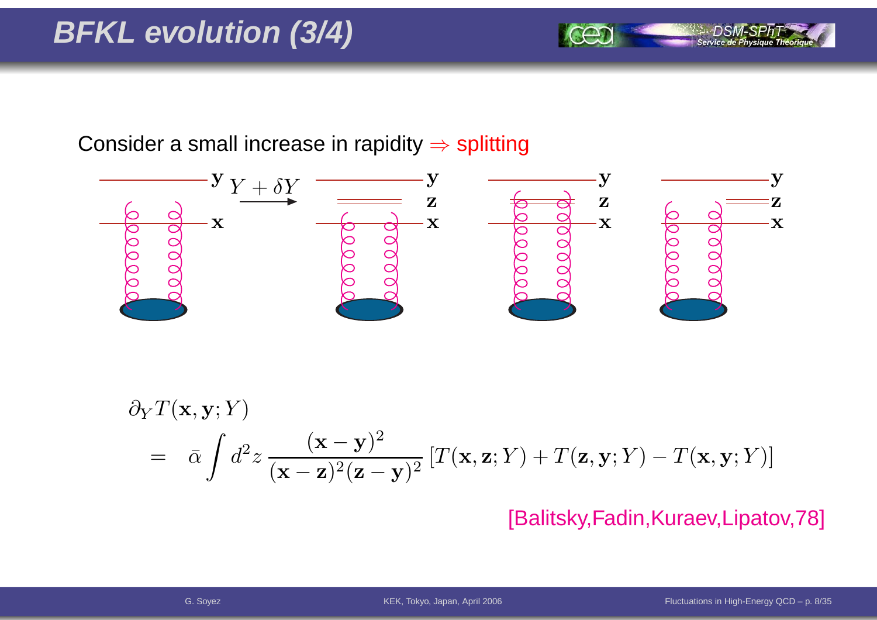# BFKL evolution (3/4)

Consider a small increase in rapidity $\Rightarrow$ splitting

$$\partial_Y T(\mathbf{x},\mathbf{y};Y)$$
$$= \bar{\alpha}\int d^2z\,\frac{(\mathbf{x}-\mathbf{y})^2}{(\mathbf{x}-\mathbf{z})^2(\mathbf{z}-\mathbf{y})^2}\left[T(\mathbf{x},\mathbf{z};Y)+T(\mathbf{z},\mathbf{y};Y)-T(\mathbf{x},\mathbf{y};Y)\right]$$

[Balitsky,Fadin,Kuraev,Lipatov,78]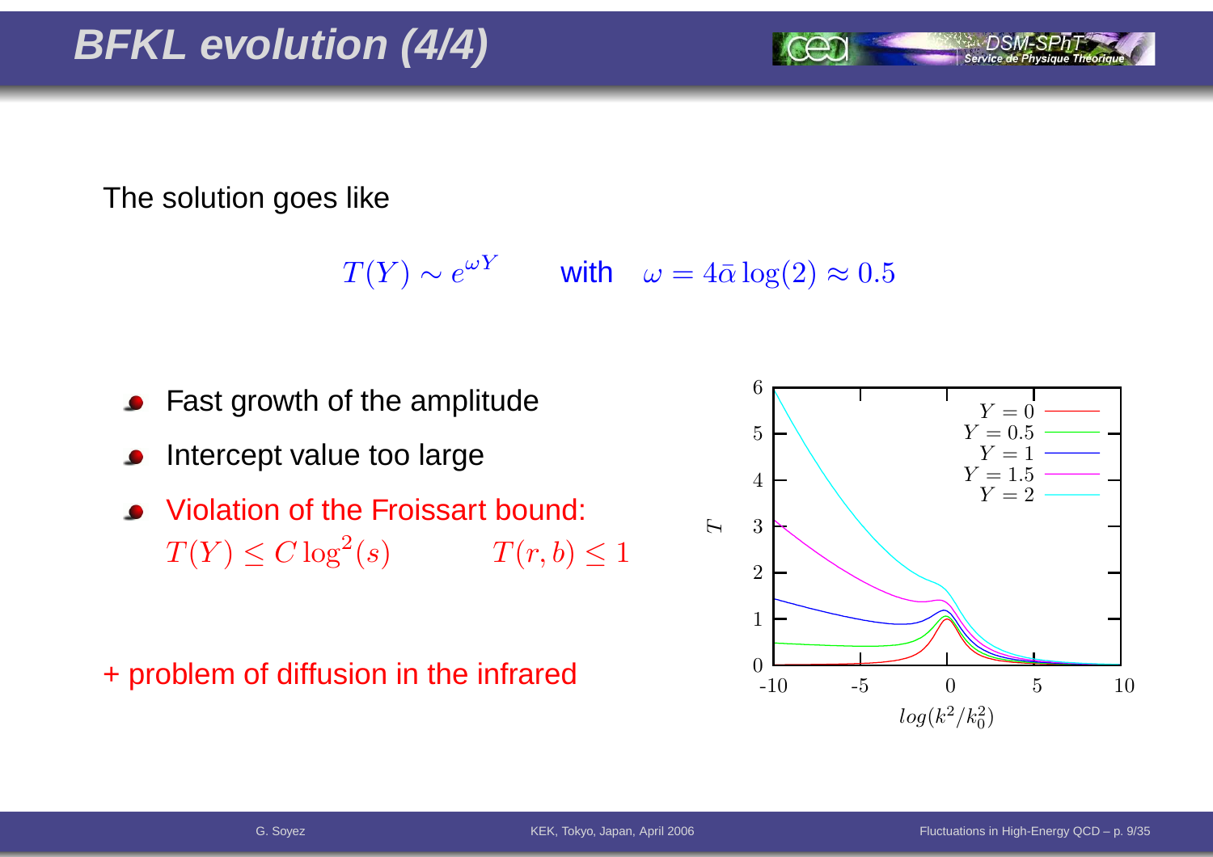# BFKL evolution (4/4)

The solution goes like

$$T(Y) \sim e^{\omega Y} \qquad \text{with} \quad \omega = 4\bar{\alpha}\log(2) \approx 0.5$$

- Fast growth of the amplitude
- Intercept value too large
- Violation of the Froissart bound:
  $T(Y) \leq C\log^2(s) \qquad T(r,b) \leq 1$

+ problem of diffusion in the infrared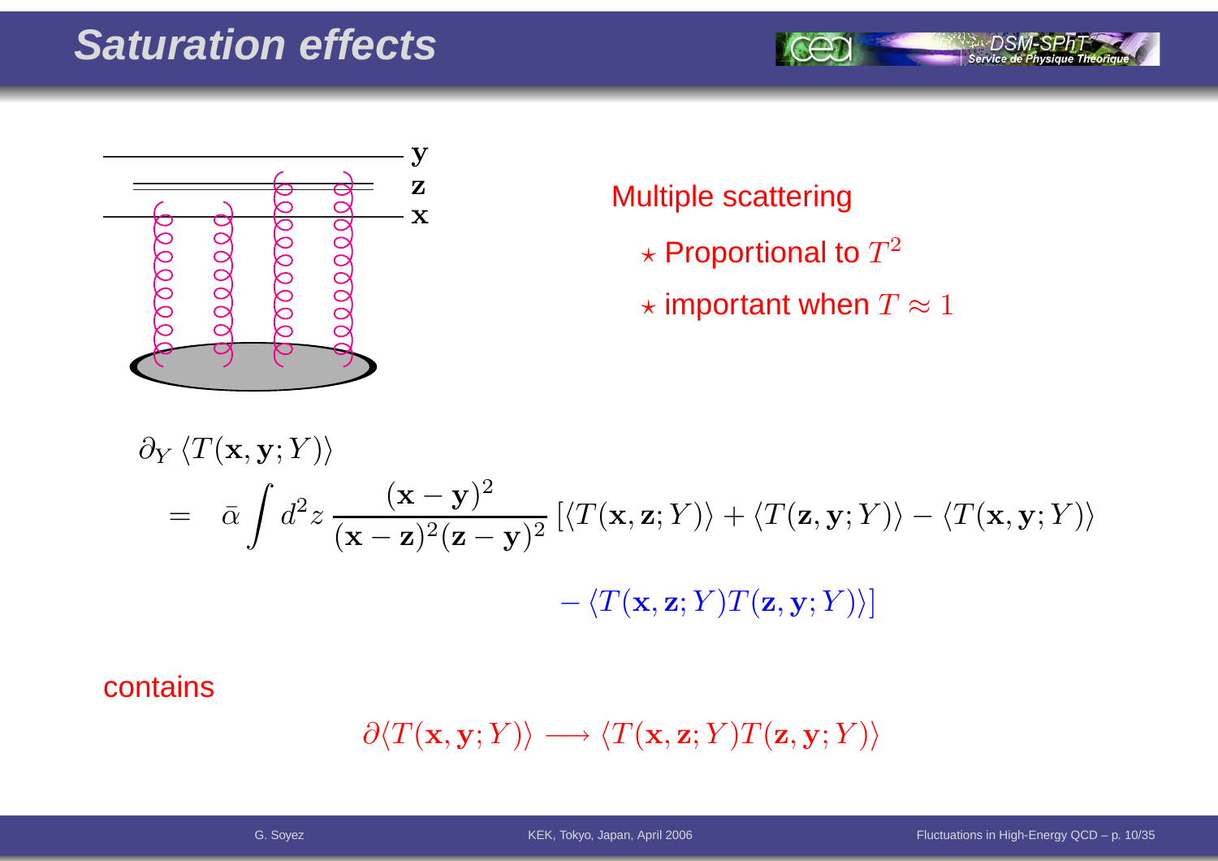# Saturation effects

Multiple scattering

- ⋆ Proportional to $T^2$
- ⋆ important when $T \approx 1$

$$
\begin{aligned}
&\partial_Y \langle T(\mathbf{x},\mathbf{y};Y)\rangle \\
&= \bar{\alpha} \int d^2z \, \frac{(\mathbf{x}-\mathbf{y})^2}{(\mathbf{x}-\mathbf{z})^2(\mathbf{z}-\mathbf{y})^2} \left[\langle T(\mathbf{x},\mathbf{z};Y)\rangle + \langle T(\mathbf{z},\mathbf{y};Y)\rangle - \langle T(\mathbf{x},\mathbf{y};Y)\rangle \right. \\
&\qquad \left. - \langle T(\mathbf{x},\mathbf{z};Y) T(\mathbf{z},\mathbf{y};Y)\rangle \right]
\end{aligned}
$$

contains

$$\partial \langle T(\mathbf{x},\mathbf{y};Y)\rangle \longrightarrow \langle T(\mathbf{x},\mathbf{z};Y) T(\mathbf{z},\mathbf{y};Y)\rangle$$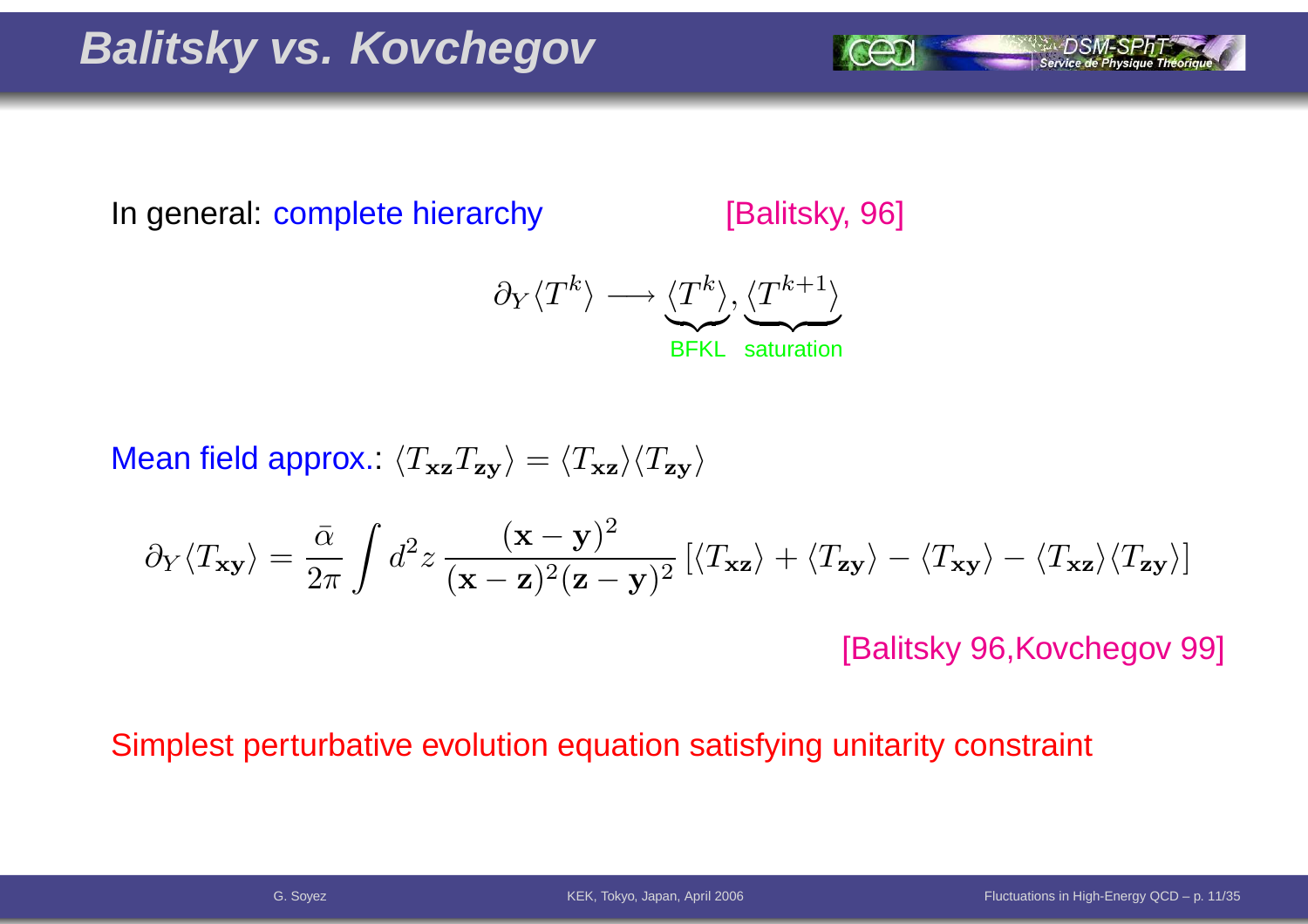# Balitsky vs. Kovchegov

In general: complete hierarchy [Balitsky, 96]

$$\partial_Y \langle T^k \rangle \longrightarrow \underbrace{\langle T^k \rangle}_{\text{BFKL}}, \underbrace{\langle T^{k+1} \rangle}_{\text{saturation}}$$

Mean field approx.: $\langle T_{\mathbf{xz}} T_{\mathbf{zy}} \rangle = \langle T_{\mathbf{xz}} \rangle \langle T_{\mathbf{zy}} \rangle$

$$\partial_Y \langle T_{\mathbf{xy}} \rangle = \frac{\bar{\alpha}}{2\pi} \int d^2 z \, \frac{(\mathbf{x}-\mathbf{y})^2}{(\mathbf{x}-\mathbf{z})^2 (\mathbf{z}-\mathbf{y})^2} \left[ \langle T_{\mathbf{xz}} \rangle + \langle T_{\mathbf{zy}} \rangle - \langle T_{\mathbf{xy}} \rangle - \langle T_{\mathbf{xz}} \rangle \langle T_{\mathbf{zy}} \rangle \right]$$

[Balitsky 96,Kovchegov 99]

Simplest perturbative evolution equation satisfying unitarity constraint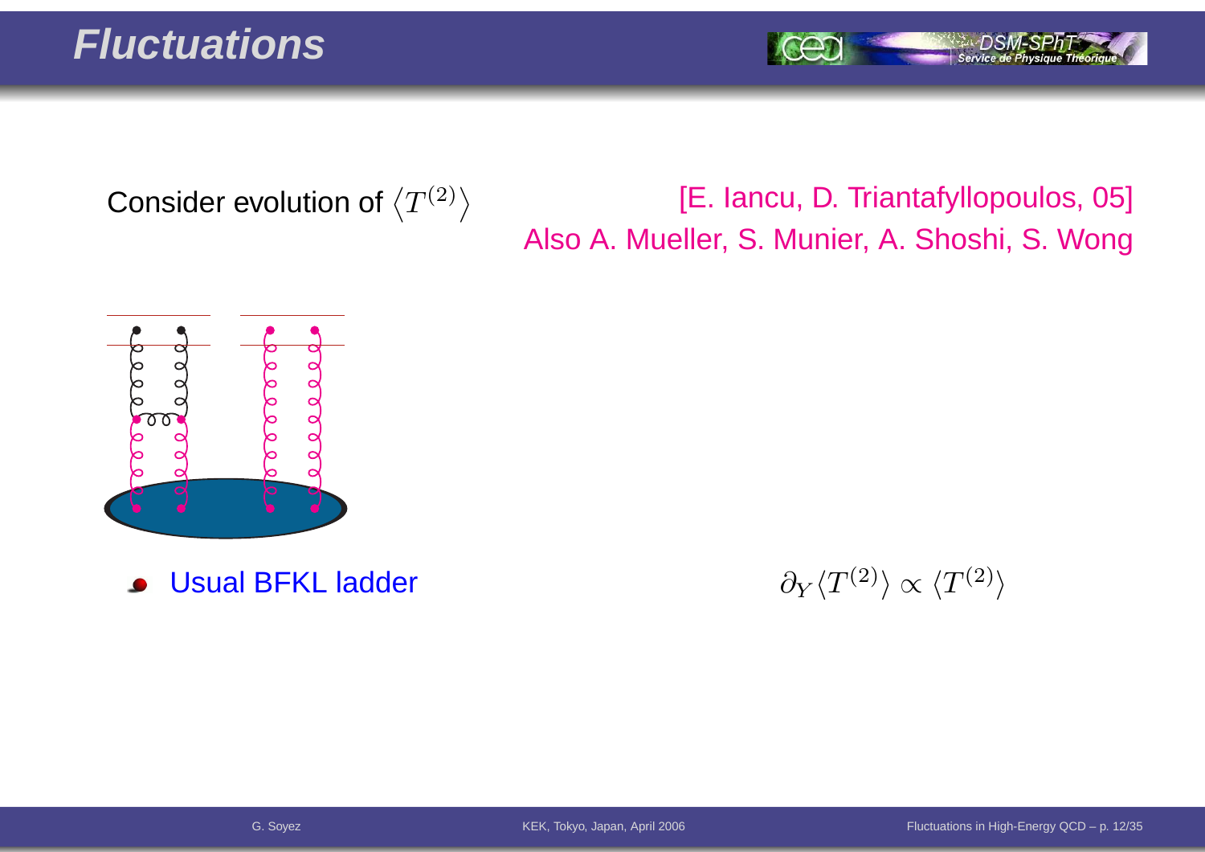# Fluctuations

Consider evolution of $\langle T^{(2)} \rangle$

[E. Iancu, D. Triantafyllopoulos, 05]
Also A. Mueller, S. Munier, A. Shoshi, S. Wong

- Usual BFKL ladder

$$\partial_Y \langle T^{(2)} \rangle \propto \langle T^{(2)} \rangle$$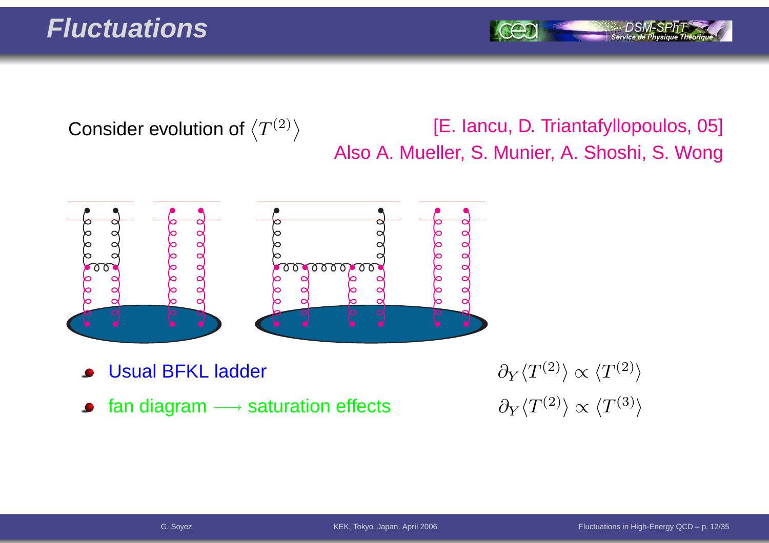# Fluctuations

Consider evolution of $\langle T^{(2)} \rangle$

[E. Iancu, D. Triantafyllopoulos, 05]
Also A. Mueller, S. Munier, A. Shoshi, S. Wong

- Usual BFKL ladder $\quad \partial_Y \langle T^{(2)} \rangle \propto \langle T^{(2)} \rangle$
- fan diagram $\longrightarrow$ saturation effects $\quad \partial_Y \langle T^{(2)} \rangle \propto \langle T^{(3)} \rangle$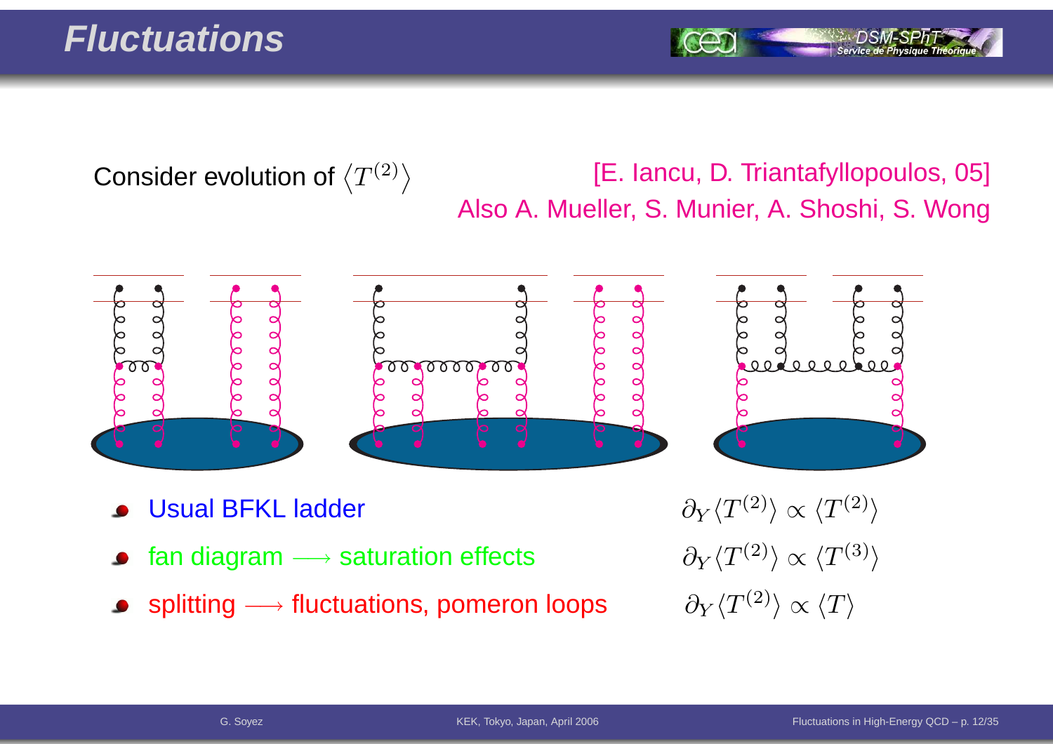# Fluctuations

Consider evolution of $\langle T^{(2)} \rangle$

[E. Iancu, D. Triantafyllopoulos, 05]
Also A. Mueller, S. Munier, A. Shoshi, S. Wong

- Usual BFKL ladder $\quad \partial_Y \langle T^{(2)} \rangle \propto \langle T^{(2)} \rangle$
- fan diagram $\longrightarrow$ saturation effects $\quad \partial_Y \langle T^{(2)} \rangle \propto \langle T^{(3)} \rangle$
- splitting $\longrightarrow$ fluctuations, pomeron loops $\quad \partial_Y \langle T^{(2)} \rangle \propto \langle T \rangle$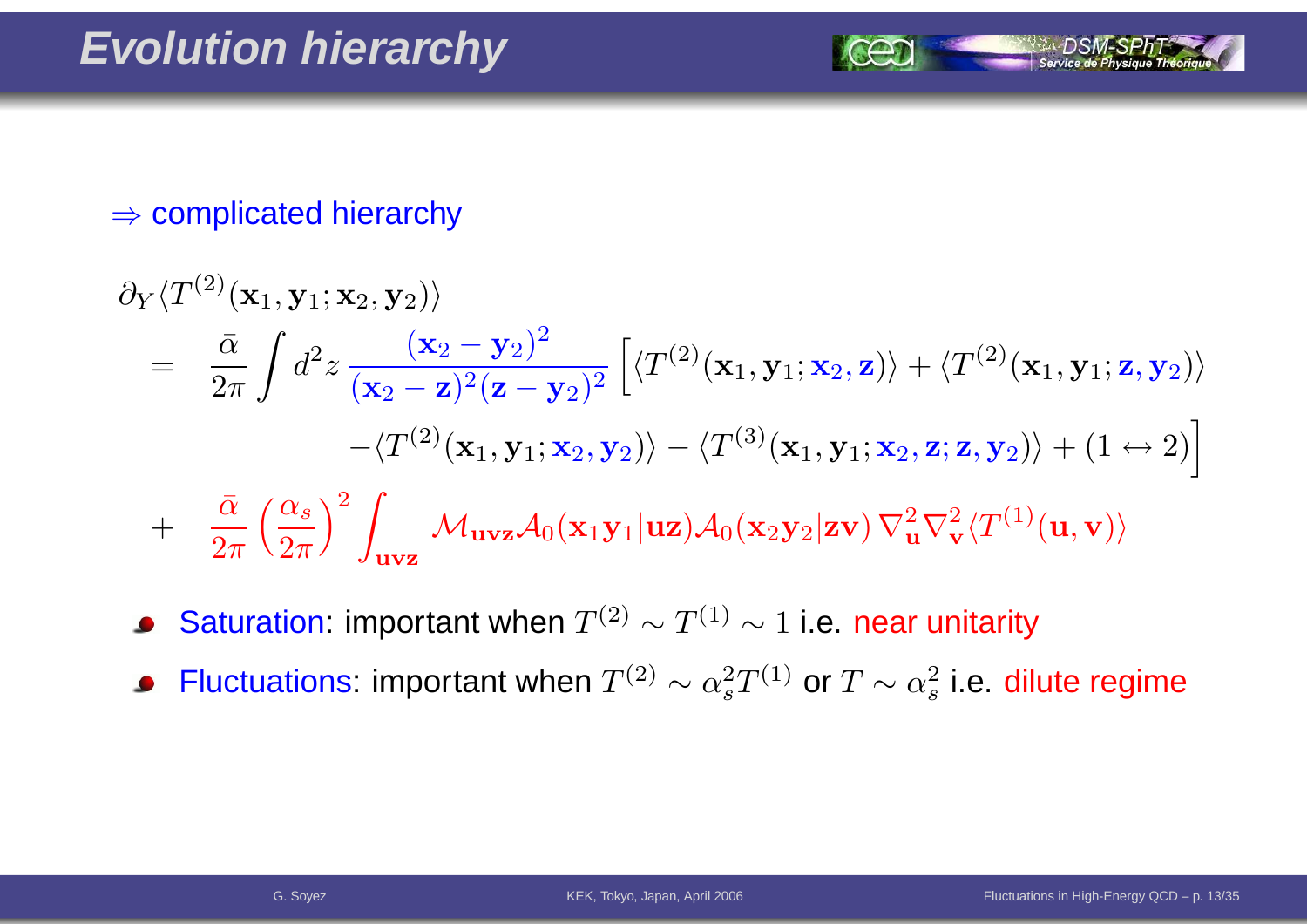# Evolution hierarchy

$\Rightarrow$ complicated hierarchy

$$
\begin{aligned}
&\partial_Y \langle T^{(2)}(\mathbf{x}_1, \mathbf{y}_1; \mathbf{x}_2, \mathbf{y}_2)\rangle \\
&= \frac{\bar{\alpha}}{2\pi} \int d^2z \, \frac{(\mathbf{x}_2 - \mathbf{y}_2)^2}{(\mathbf{x}_2 - \mathbf{z})^2(\mathbf{z} - \mathbf{y}_2)^2} \Big[ \langle T^{(2)}(\mathbf{x}_1, \mathbf{y}_1; \mathbf{x}_2, \mathbf{z})\rangle + \langle T^{(2)}(\mathbf{x}_1, \mathbf{y}_1; \mathbf{z}, \mathbf{y}_2)\rangle \\
&\qquad - \langle T^{(2)}(\mathbf{x}_1, \mathbf{y}_1; \mathbf{x}_2, \mathbf{y}_2)\rangle - \langle T^{(3)}(\mathbf{x}_1, \mathbf{y}_1; \mathbf{x}_2, \mathbf{z}; \mathbf{z}, \mathbf{y}_2)\rangle + (1 \leftrightarrow 2) \Big] \\
&+ \frac{\bar{\alpha}}{2\pi} \left(\frac{\alpha_s}{2\pi}\right)^2 \int_{\mathbf{uvz}} \mathcal{M}_{\mathbf{uvz}} \mathcal{A}_0(\mathbf{x}_1\mathbf{y}_1|\mathbf{uz}) \mathcal{A}_0(\mathbf{x}_2\mathbf{y}_2|\mathbf{zv}) \, \nabla^2_{\mathbf{u}} \nabla^2_{\mathbf{v}} \langle T^{(1)}(\mathbf{u}, \mathbf{v})\rangle
\end{aligned}
$$

- Saturation: important when $T^{(2)} \sim T^{(1)} \sim 1$ i.e. near unitarity
- Fluctuations: important when $T^{(2)} \sim \alpha_s^2 T^{(1)}$ or $T \sim \alpha_s^2$ i.e. dilute regime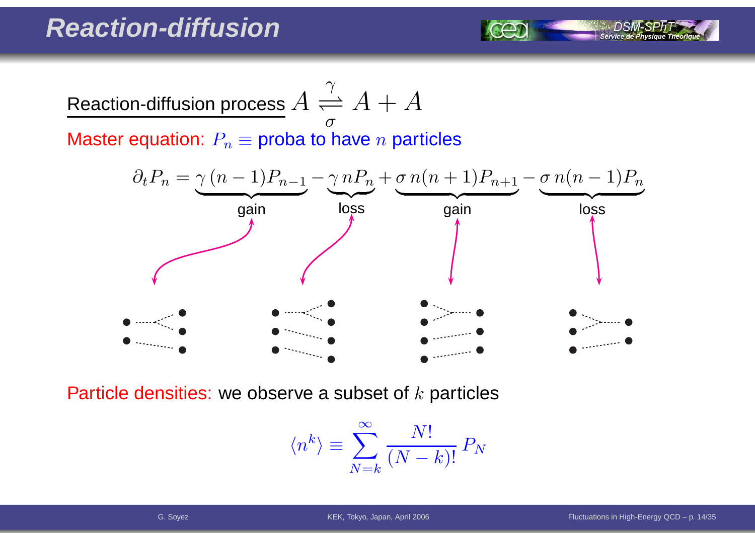# Reaction-diffusion

Reaction-diffusion process $A \underset{\sigma}{\overset{\gamma}{\rightleftharpoons}} A + A$

Master equation: $P_n \equiv$ proba to have $n$ particles

$$\partial_t P_n = \underbrace{\gamma\,(n-1)P_{n-1}}_{\text{gain}} - \underbrace{\gamma\,nP_n}_{\text{loss}} + \underbrace{\sigma\,n(n+1)P_{n+1}}_{\text{gain}} - \underbrace{\sigma\,n(n-1)P_n}_{\text{loss}}$$

Particle densities: we observe a subset of $k$ particles

$$\langle n^k \rangle \equiv \sum_{N=k}^{\infty} \frac{N!}{(N-k)!}\,P_N$$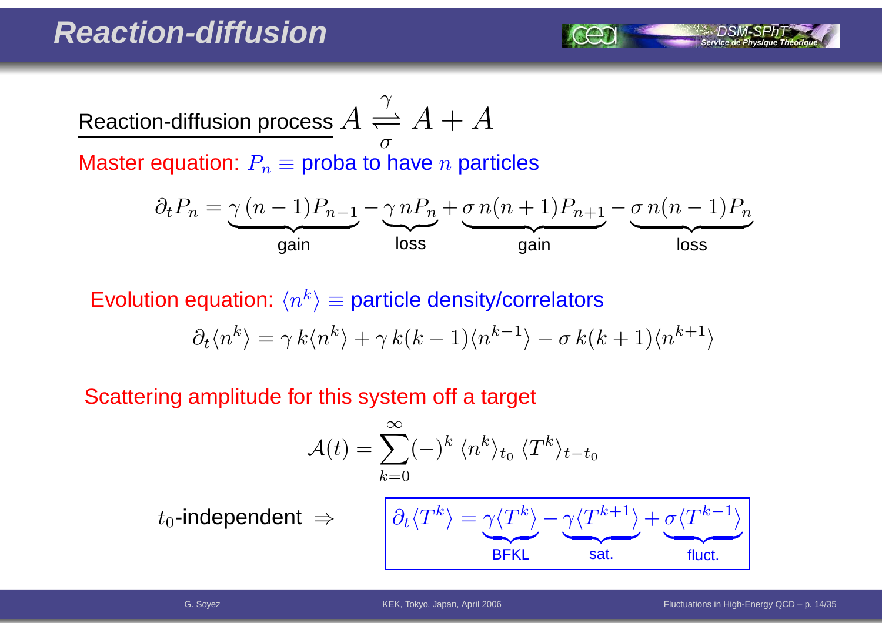# Reaction-diffusion

Reaction-diffusion process $A \underset{\sigma}{\overset{\gamma}{\rightleftharpoons}} A + A$

Master equation: $P_n \equiv$ proba to have $n$ particles

$$\partial_t P_n = \underbrace{\gamma\,(n-1)P_{n-1}}_{\text{gain}} - \underbrace{\gamma\,nP_n}_{\text{loss}} + \underbrace{\sigma\,n(n+1)P_{n+1}}_{\text{gain}} - \underbrace{\sigma\,n(n-1)P_n}_{\text{loss}}$$

Evolution equation: $\langle n^k \rangle \equiv$ particle density/correlators

$$\partial_t \langle n^k \rangle = \gamma\,k\langle n^k \rangle + \gamma\,k(k-1)\langle n^{k-1} \rangle - \sigma\,k(k+1)\langle n^{k+1} \rangle$$

Scattering amplitude for this system off a target

$$\mathcal{A}(t) = \sum_{k=0}^{\infty} (-)^k \,\langle n^k \rangle_{t_0}\, \langle T^k \rangle_{t-t_0}$$

$t_0$-independent $\Rightarrow$

$$\boxed{\partial_t \langle T^k \rangle = \underbrace{\gamma \langle T^k \rangle}_{\text{BFKL}} - \underbrace{\gamma \langle T^{k+1} \rangle}_{\text{sat.}} + \underbrace{\sigma \langle T^{k-1} \rangle}_{\text{fluct.}}}$$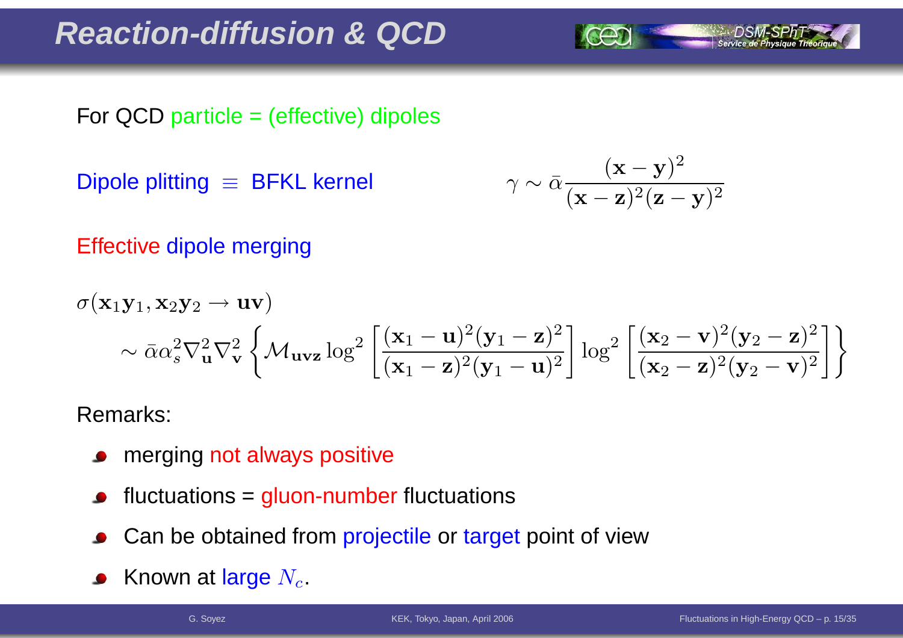# Reaction-diffusion & QCD

For QCD particle = (effective) dipoles

Dipole plitting $\equiv$ BFKL kernel

$$\gamma \sim \bar{\alpha} \frac{(\mathbf{x}-\mathbf{y})^2}{(\mathbf{x}-\mathbf{z})^2(\mathbf{z}-\mathbf{y})^2}$$

Effective dipole merging

$$\sigma(\mathbf{x}_1\mathbf{y}_1, \mathbf{x}_2\mathbf{y}_2 \to \mathbf{uv})$$
$$\sim \bar{\alpha}\alpha_s^2 \nabla_{\mathbf{u}}^2 \nabla_{\mathbf{v}}^2 \left\{ \mathcal{M}_{\mathbf{uvz}} \log^2\left[\frac{(\mathbf{x}_1-\mathbf{u})^2(\mathbf{y}_1-\mathbf{z})^2}{(\mathbf{x}_1-\mathbf{z})^2(\mathbf{y}_1-\mathbf{u})^2}\right] \log^2\left[\frac{(\mathbf{x}_2-\mathbf{v})^2(\mathbf{y}_2-\mathbf{z})^2}{(\mathbf{x}_2-\mathbf{z})^2(\mathbf{y}_2-\mathbf{v})^2}\right] \right\}$$

Remarks:

- merging not always positive
- fluctuations = gluon-number fluctuations
- Can be obtained from projectile or target point of view
- Known at large $N_c$.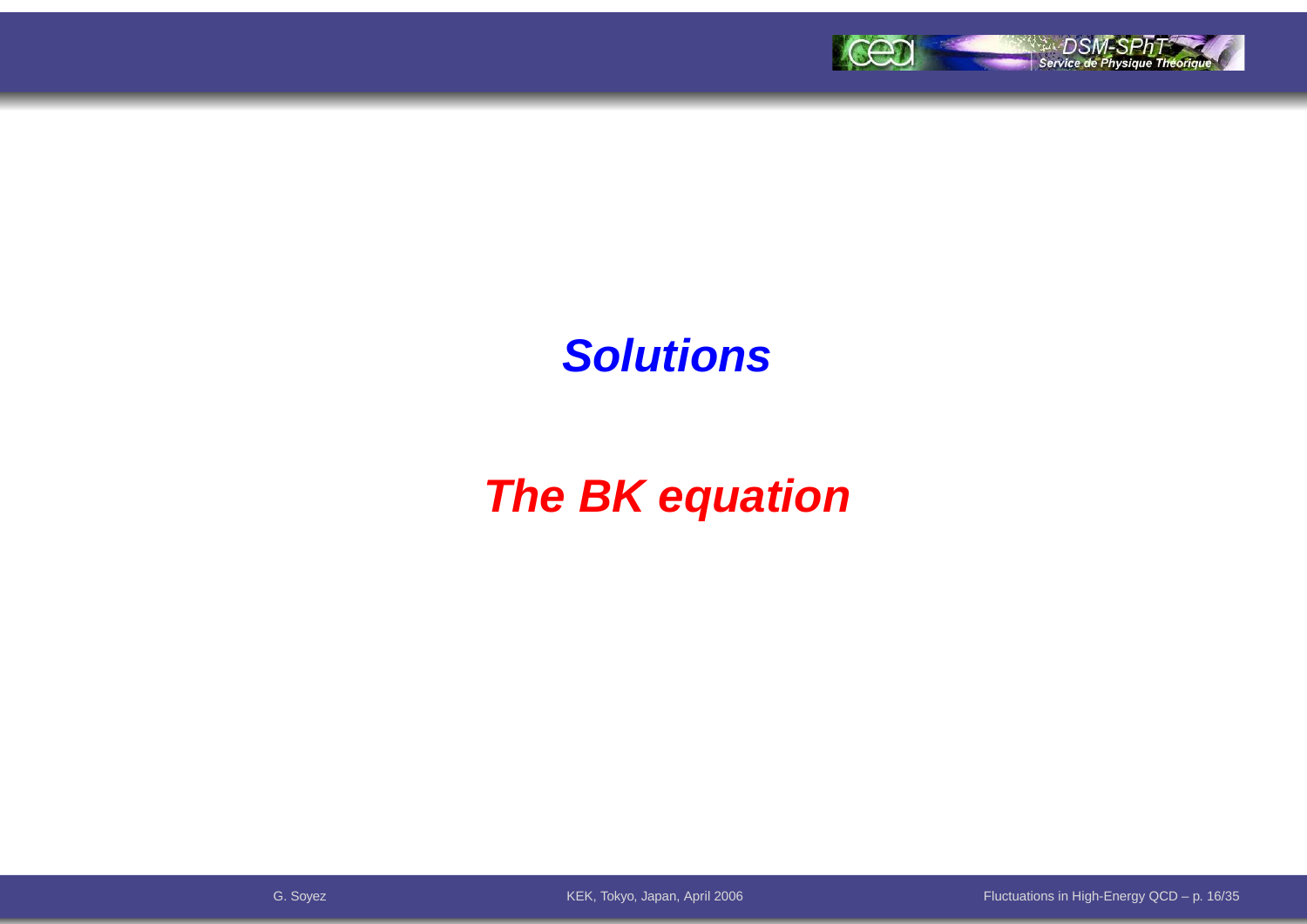# *Solutions*

## *The BK equation*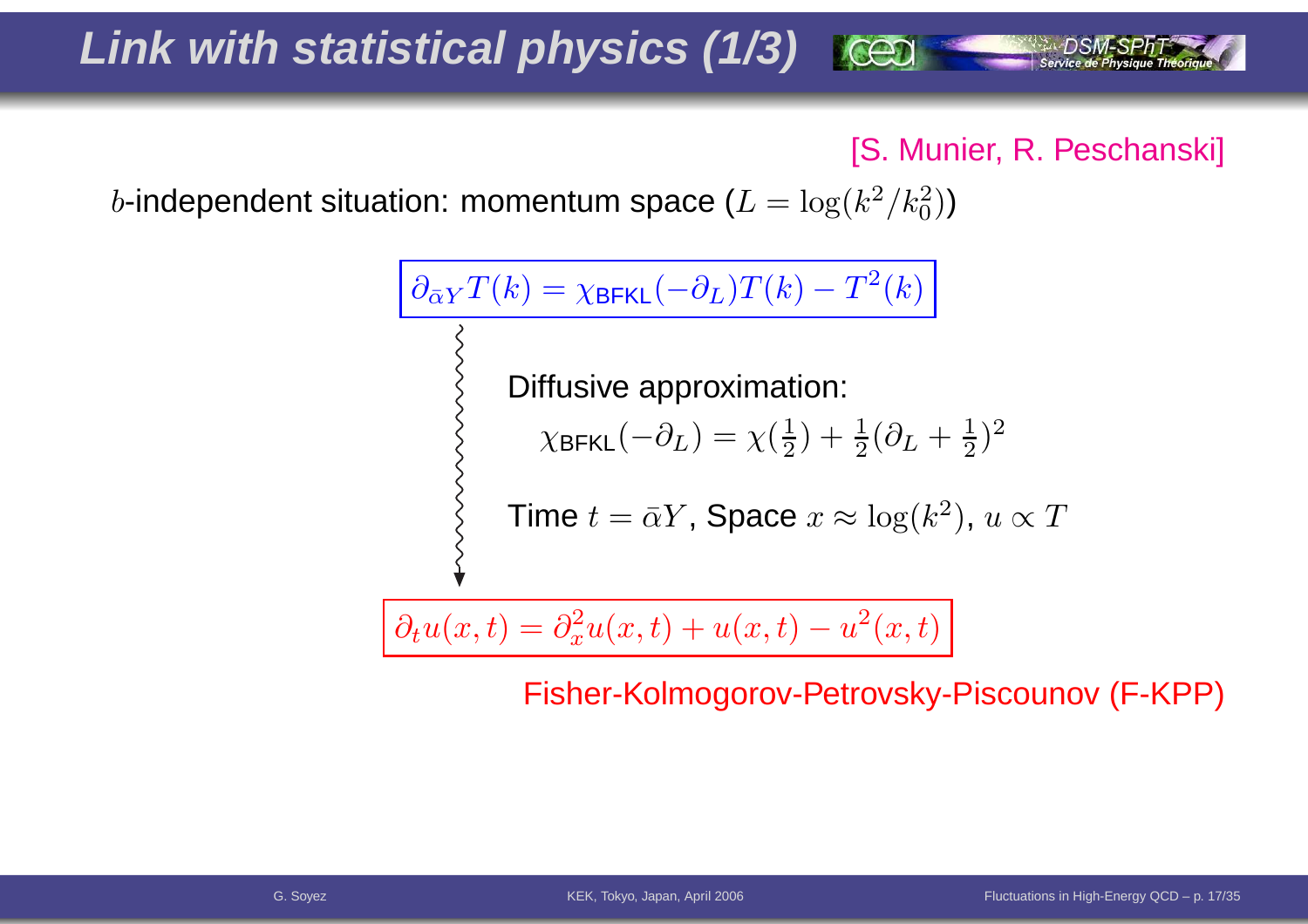# Link with statistical physics (1/3)

[S. Munier, R. Peschanski]

$b$-independent situation: momentum space ($L = \log(k^2/k_0^2)$)

$$\partial_{\bar\alpha Y} T(k) = \chi_{\text{BFKL}}(-\partial_L) T(k) - T^2(k)$$

Diffusive approximation:

$$\chi_{\text{BFKL}}(-\partial_L) = \chi(\tfrac{1}{2}) + \tfrac{1}{2}(\partial_L + \tfrac{1}{2})^2$$

Time $t = \bar\alpha Y$, Space $x \approx \log(k^2)$, $u \propto T$

$$\partial_t u(x,t) = \partial_x^2 u(x,t) + u(x,t) - u^2(x,t)$$

Fisher-Kolmogorov-Petrovsky-Piscounov (F-KPP)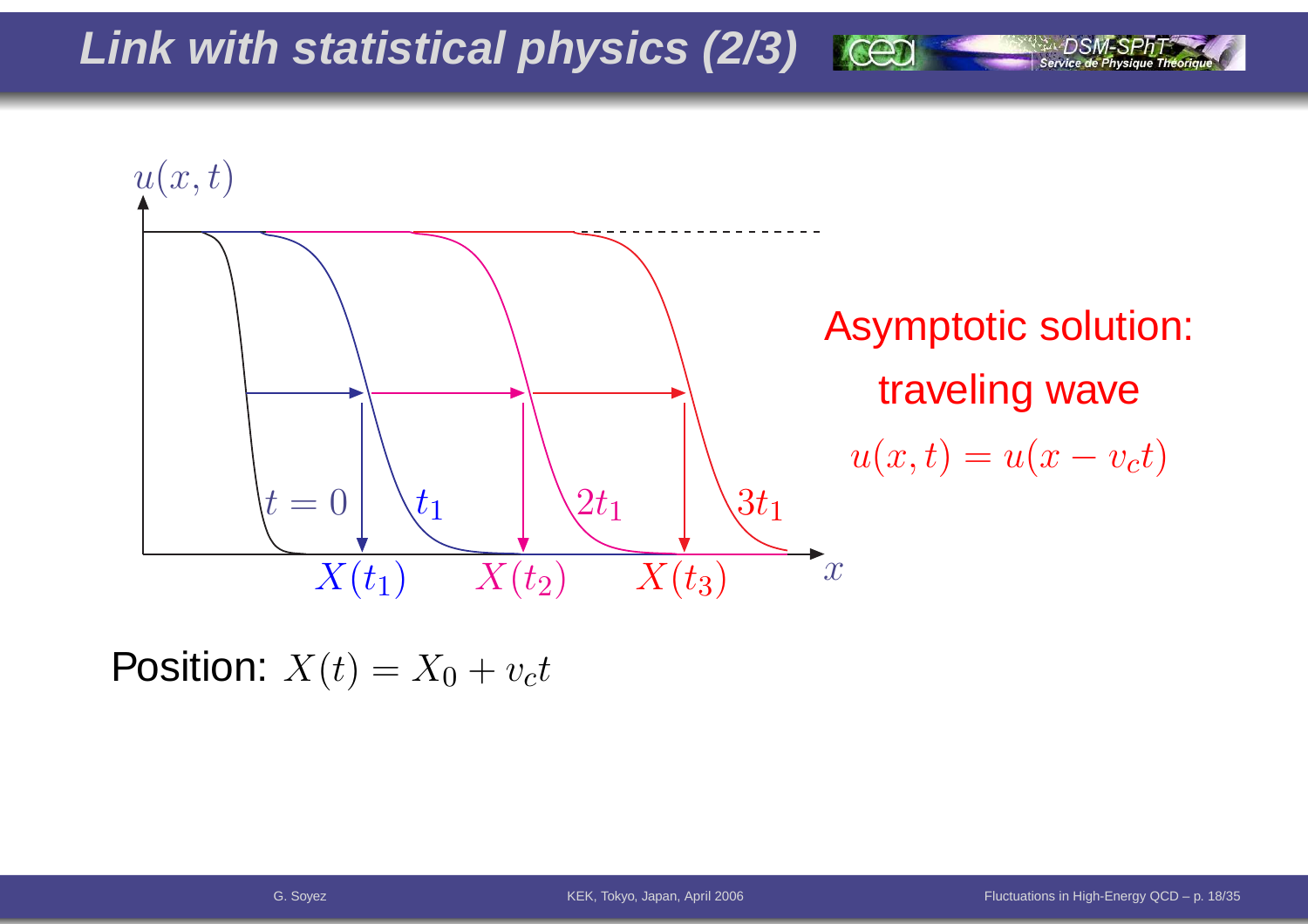# Link with statistical physics (2/3)

Asymptotic solution: traveling wave

$$u(x,t) = u(x - v_c t)$$

Position: $X(t) = X_0 + v_c t$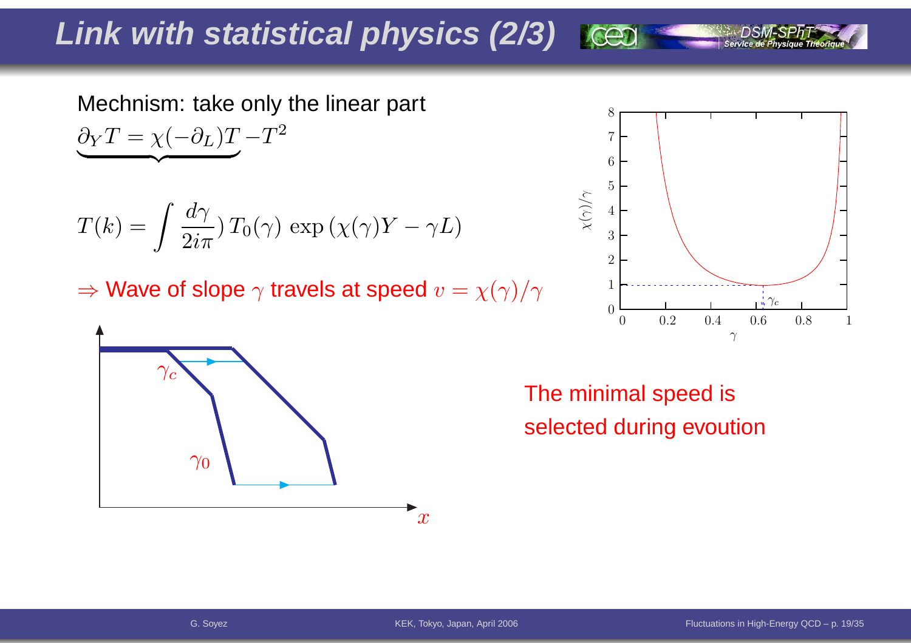# Link with statistical physics (2/3)

Mechnism: take only the linear part

$$\underbrace{\partial_Y T = \chi(-\partial_L)T}\, - T^2$$

$$T(k) = \int \frac{d\gamma}{2i\pi})\, T_0(\gamma)\, \exp\left(\chi(\gamma)Y - \gamma L\right)$$

$\Rightarrow$ Wave of slope $\gamma$ travels at speed $v = \chi(\gamma)/\gamma$

The minimal speed is selected during evoution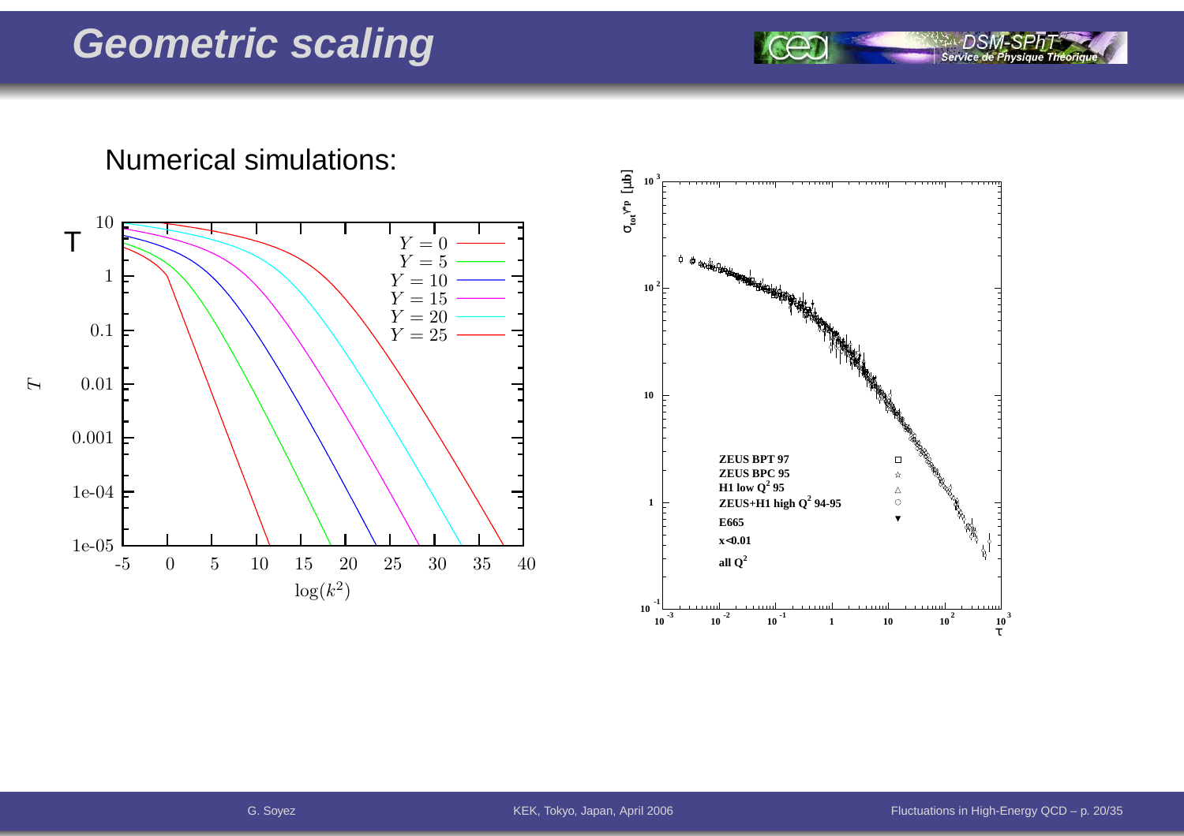# Geometric scaling

Numerical simulations:

T

| $Y$ |
|---|
| $Y = 0$ |
| $Y = 5$ |
| $Y = 10$ |
| $Y = 15$ |
| $Y = 20$ |
| $Y = 25$ |

$T$ vs. $\log(k^2)$

$\sigma_{tot}^{\gamma^* p}$ [μb] vs. $\tau$

ZEUS BPT 97
ZEUS BPC 95
H1 low $Q^2$ 95
ZEUS+H1 high $Q^2$ 94-95
E665
$x<0.01$
all $Q^2$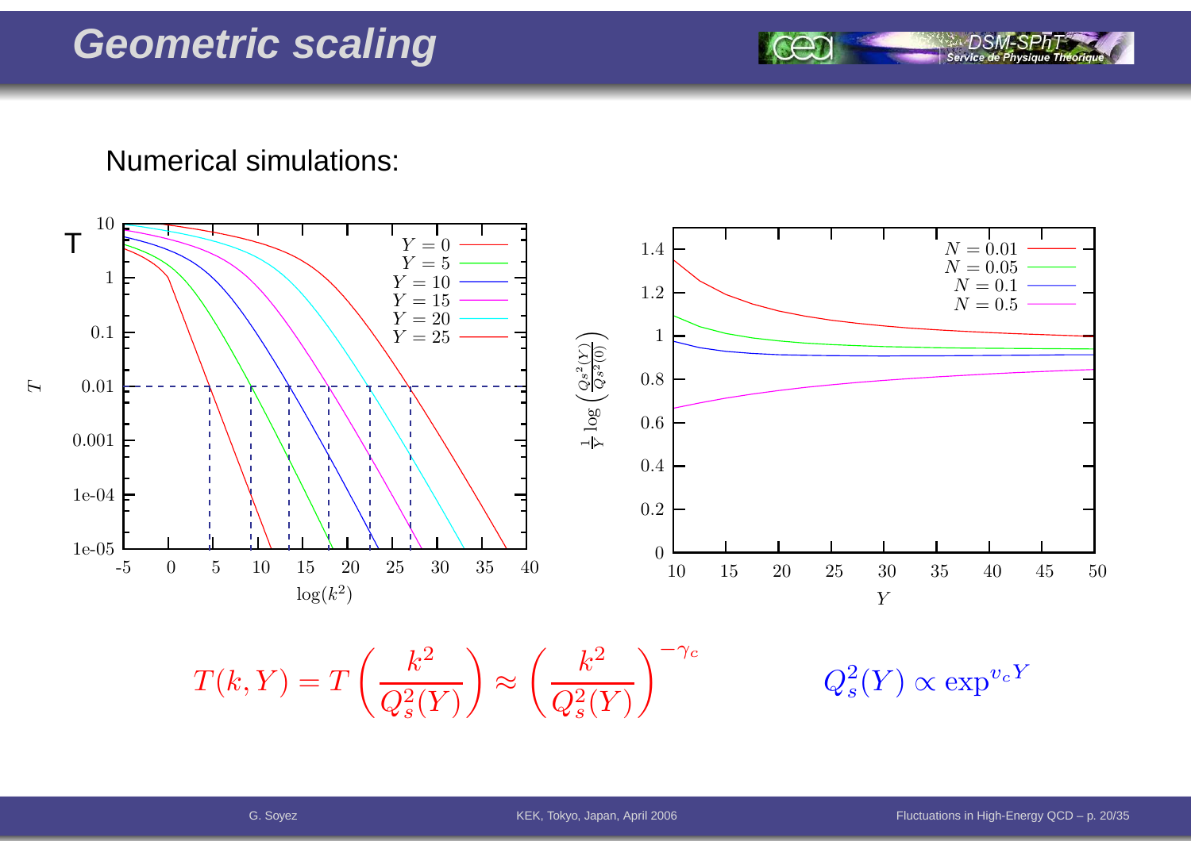# Geometric scaling

Numerical simulations:

$$T(k, Y) = T\left(\frac{k^2}{Q_s^2(Y)}\right) \approx \left(\frac{k^2}{Q_s^2(Y)}\right)^{-\gamma_c}$$

$$Q_s^2(Y) \propto \exp^{v_c Y}$$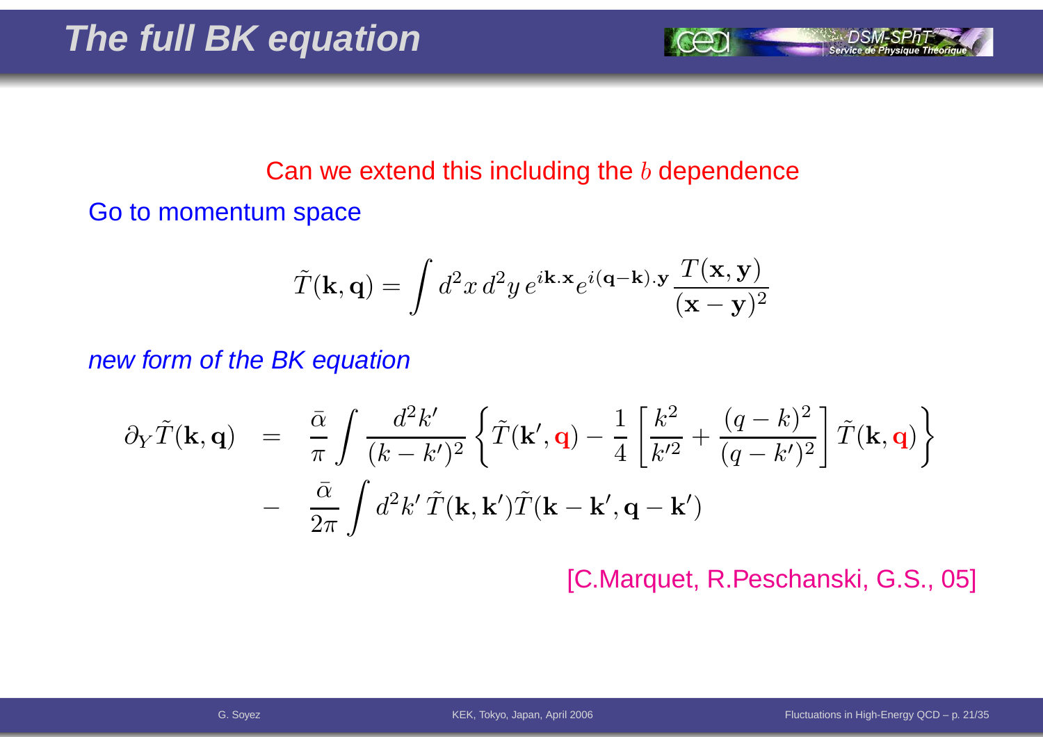# The full BK equation

Can we extend this including the $b$ dependence

Go to momentum space

$$\tilde{T}(\mathbf{k},\mathbf{q}) = \int d^2x\, d^2y\, e^{i\mathbf{k}.\mathbf{x}} e^{i(\mathbf{q}-\mathbf{k}).\mathbf{y}} \frac{T(\mathbf{x},\mathbf{y})}{(\mathbf{x}-\mathbf{y})^2}$$

*new form of the BK equation*

$$\begin{aligned}
\partial_Y \tilde{T}(\mathbf{k},\mathbf{q}) &= \frac{\bar{\alpha}}{\pi}\int \frac{d^2k'}{(k-k')^2}\left\{\tilde{T}(\mathbf{k}',\mathbf{q}) - \frac{1}{4}\left[\frac{k^2}{k'^2} + \frac{(q-k)^2}{(q-k')^2}\right]\tilde{T}(\mathbf{k},\mathbf{q})\right\} \\
&- \frac{\bar{\alpha}}{2\pi}\int d^2k'\, \tilde{T}(\mathbf{k},\mathbf{k}')\tilde{T}(\mathbf{k}-\mathbf{k}',\mathbf{q}-\mathbf{k}')
\end{aligned}$$

[C.Marquet, R.Peschanski, G.S., 05]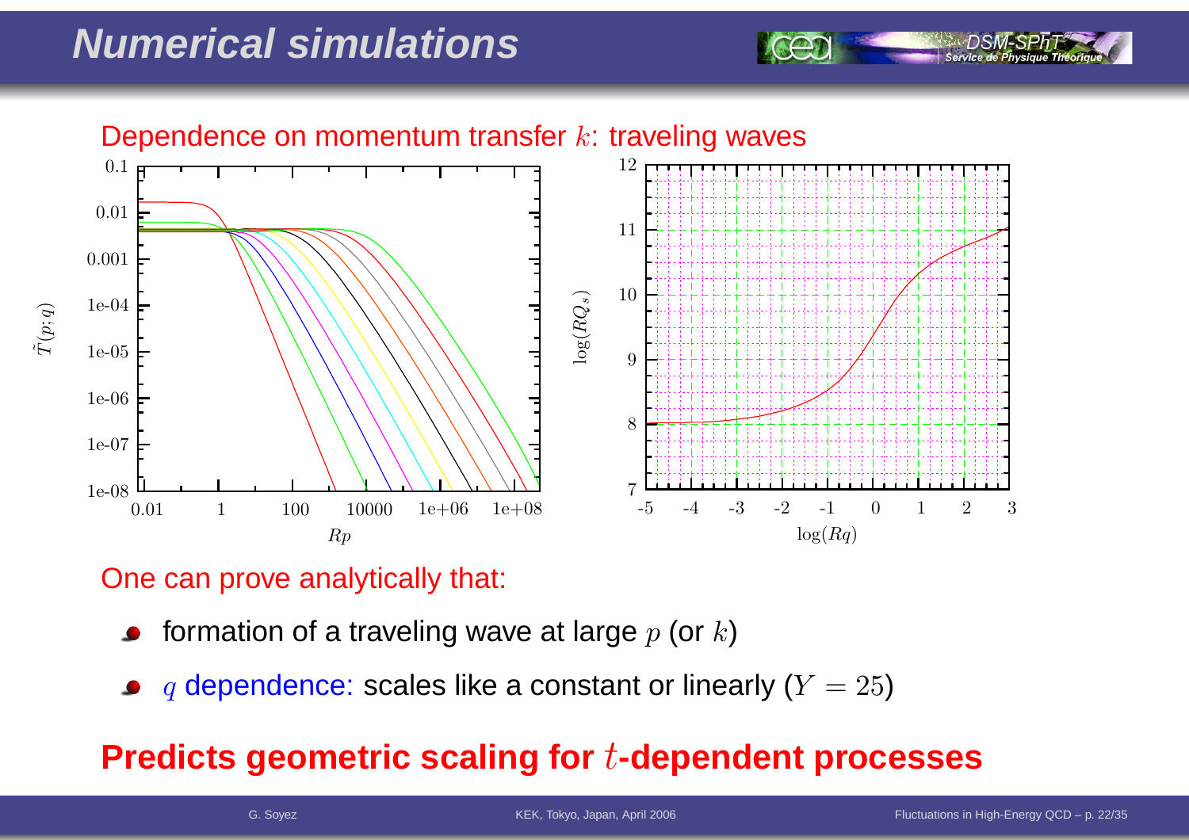# Numerical simulations

Dependence on momentum transfer $k$: traveling waves

One can prove analytically that:

- formation of a traveling wave at large $p$ (or $k$)
- $q$ dependence: scales like a constant or linearly ($Y = 25$)

**Predicts geometric scaling for $t$-dependent processes**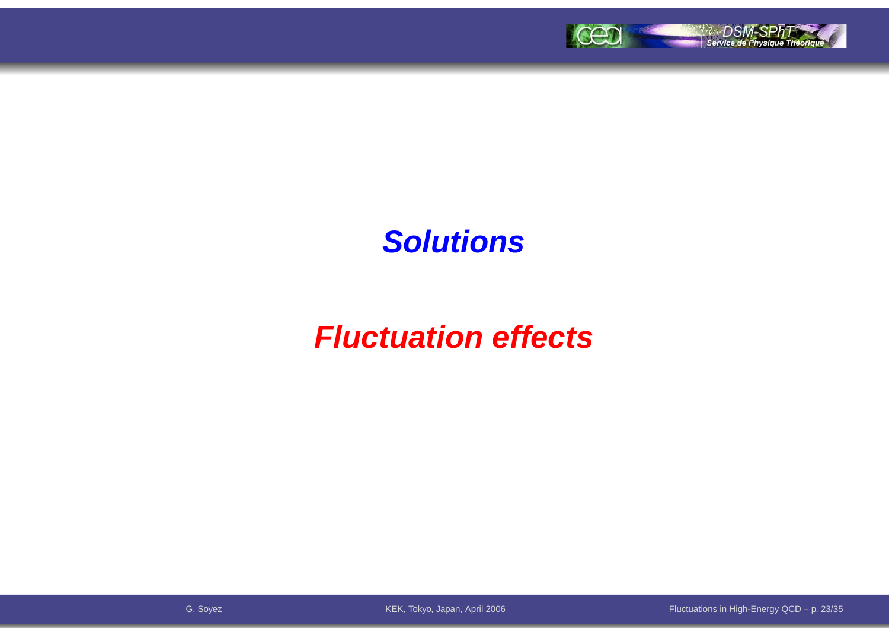# *Solutions*

# *Fluctuation effects*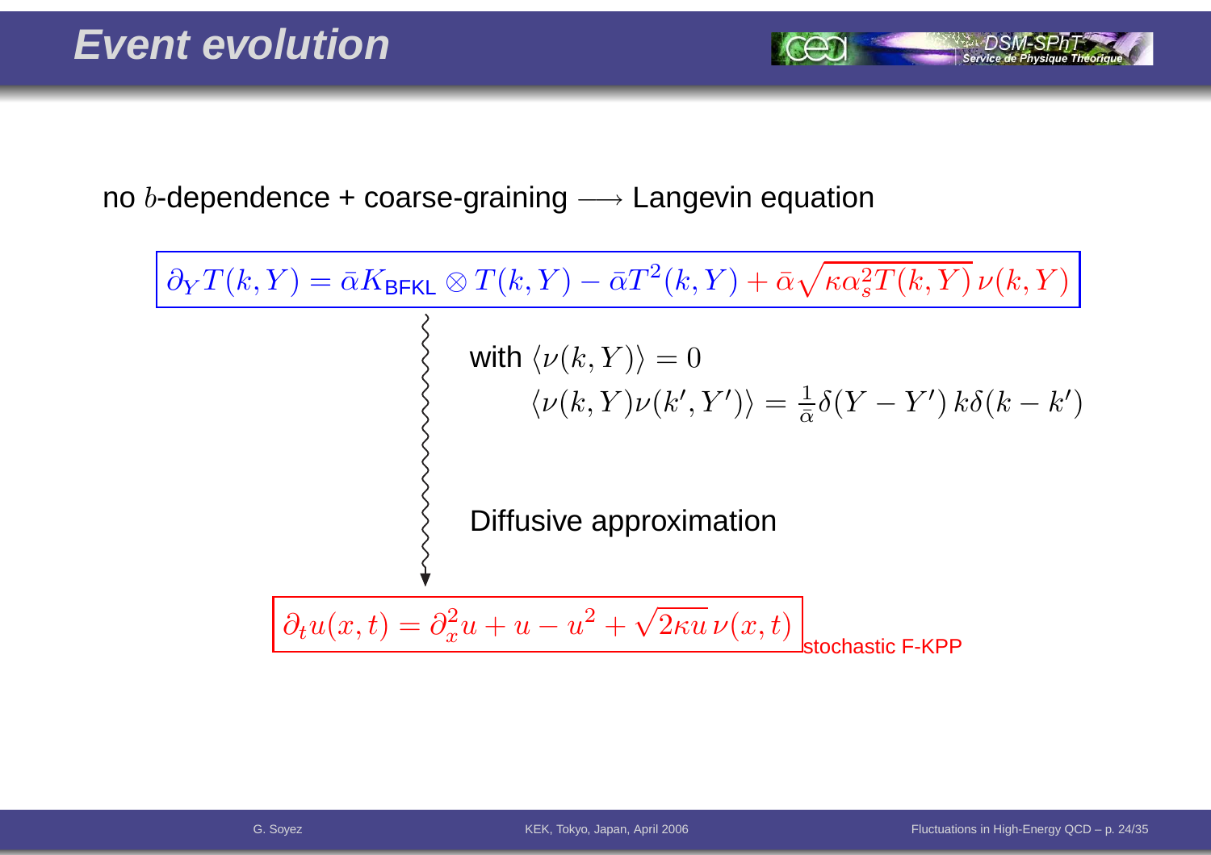# Event evolution

no $b$-dependence + coarse-graining $\longrightarrow$ Langevin equation

$$\partial_Y T(k,Y) = \bar{\alpha} K_{\text{BFKL}} \otimes T(k,Y) - \bar{\alpha} T^2(k,Y) + \bar{\alpha}\sqrt{\kappa \alpha_s^2 T(k,Y)}\,\nu(k,Y)$$

with $\langle \nu(k,Y) \rangle = 0$

$$\langle \nu(k,Y)\nu(k',Y')\rangle = \frac{1}{\bar{\alpha}}\delta(Y-Y')\,k\delta(k-k')$$

Diffusive approximation

$$\partial_t u(x,t) = \partial_x^2 u + u - u^2 + \sqrt{2\kappa u}\,\nu(x,t)$$

stochastic F-KPP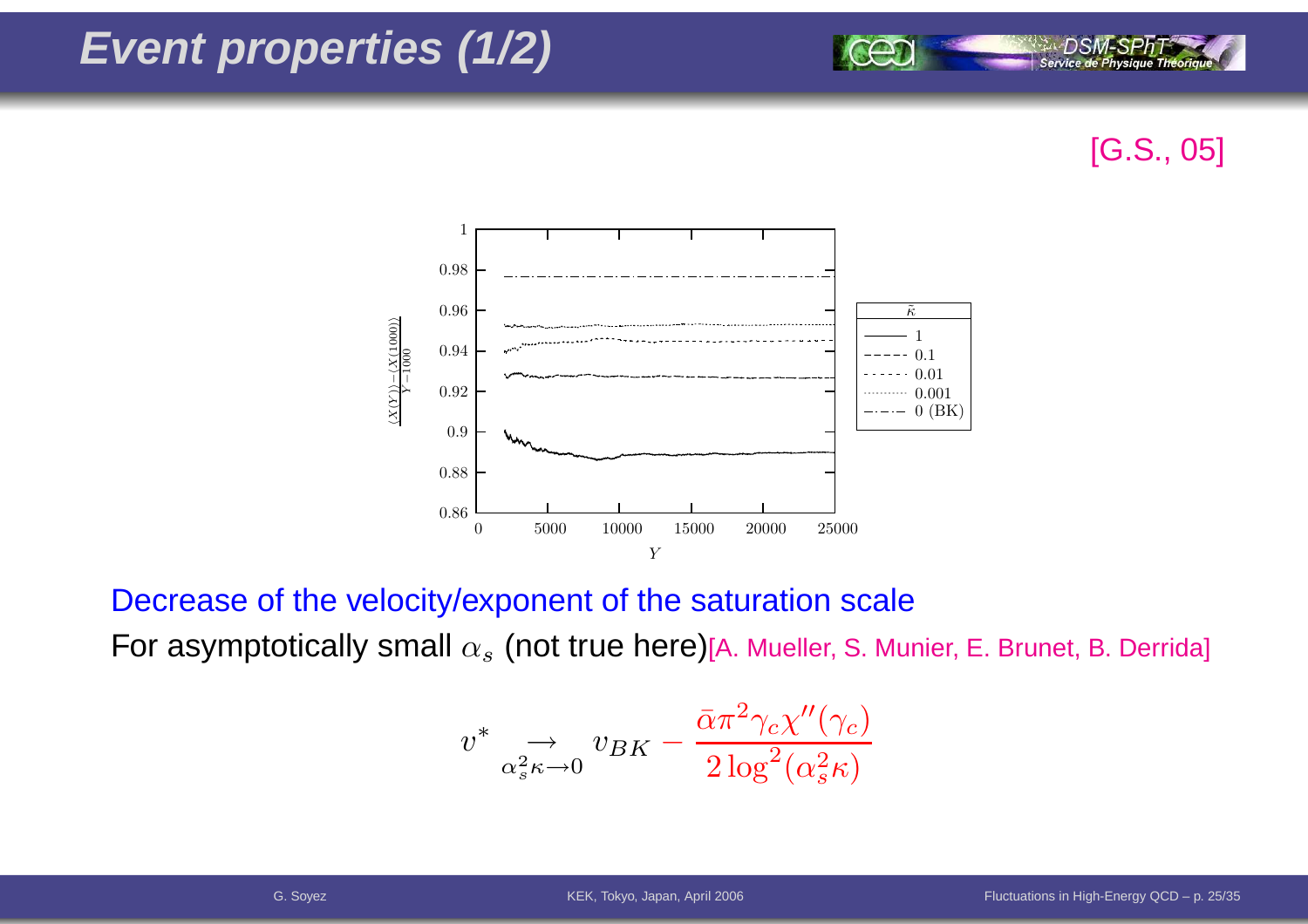# Event properties (1/2)

[G.S., 05]

Decrease of the velocity/exponent of the saturation scale

For asymptotically small $\alpha_s$ (not true here)[A. Mueller, S. Munier, E. Brunet, B. Derrida]

$$v^* \underset{\alpha_s^2\kappa\to 0}{\longrightarrow} v_{BK} - \frac{\bar{\alpha}\pi^2\gamma_c\chi''(\gamma_c)}{2\log^2(\alpha_s^2\kappa)}$$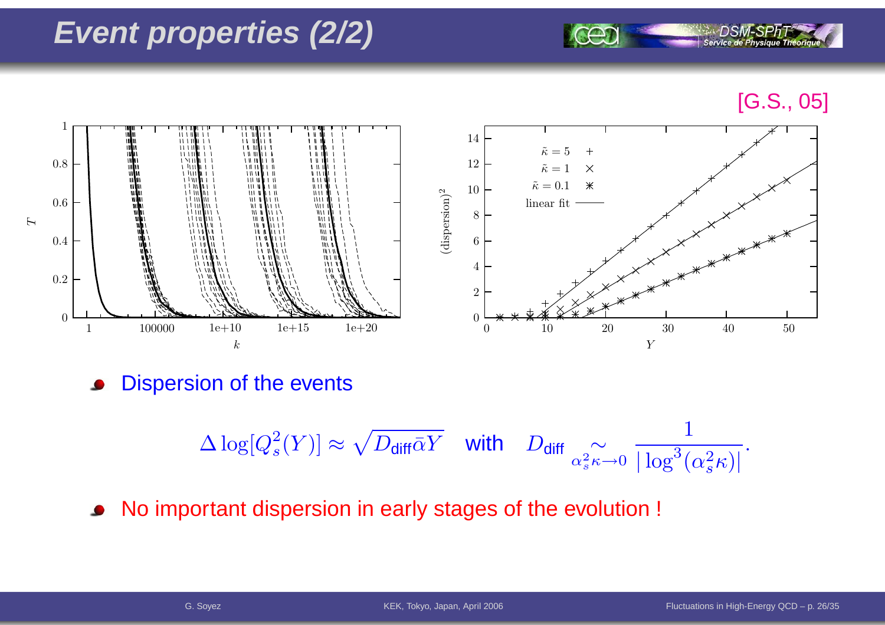# Event properties (2/2)

[G.S., 05]

- Dispersion of the events

$$\Delta \log[Q_s^2(Y)] \approx \sqrt{D_{\text{diff}}\bar{\alpha}Y} \quad \text{with} \quad D_{\text{diff}} \underset{\alpha_s^2\kappa\to 0}{\sim} \frac{1}{|\log^3(\alpha_s^2\kappa)|}.$$

- No important dispersion in early stages of the evolution !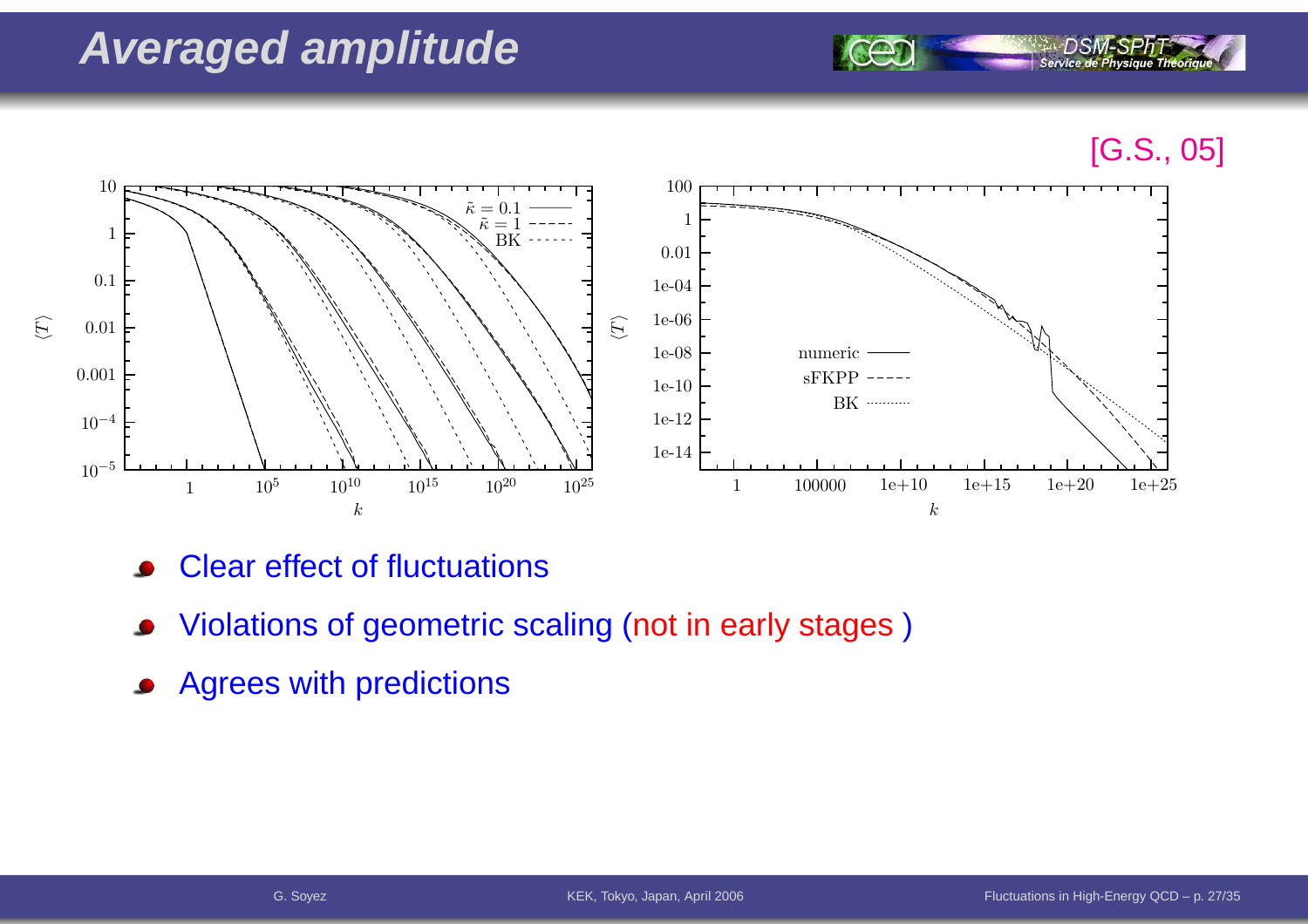# Averaged amplitude

[G.S., 05]

- Clear effect of fluctuations
- Violations of geometric scaling (not in early stages )
- Agrees with predictions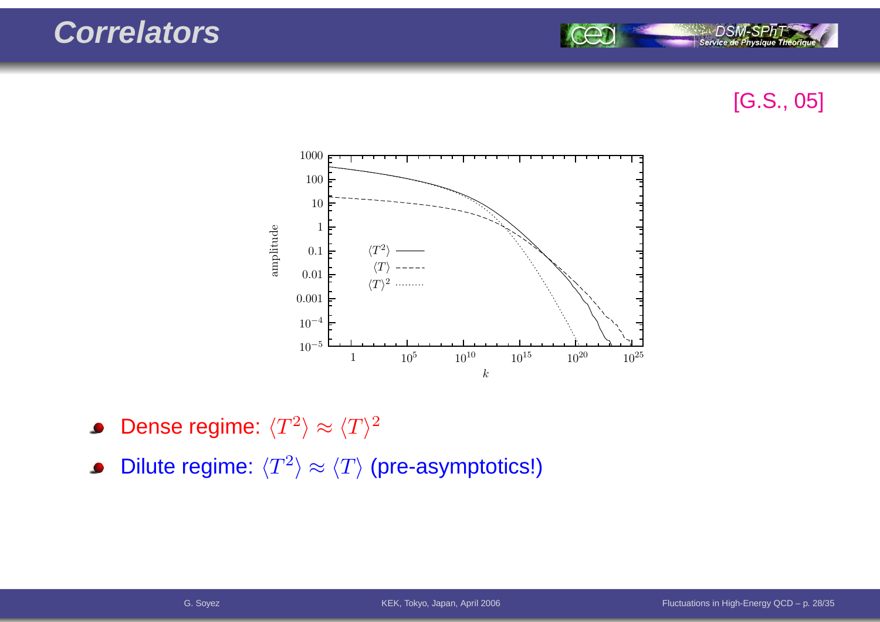# Correlators

[G.S., 05]

- Dense regime: $\langle T^2 \rangle \approx \langle T \rangle^2$
- Dilute regime: $\langle T^2 \rangle \approx \langle T \rangle$ (pre-asymptotics!)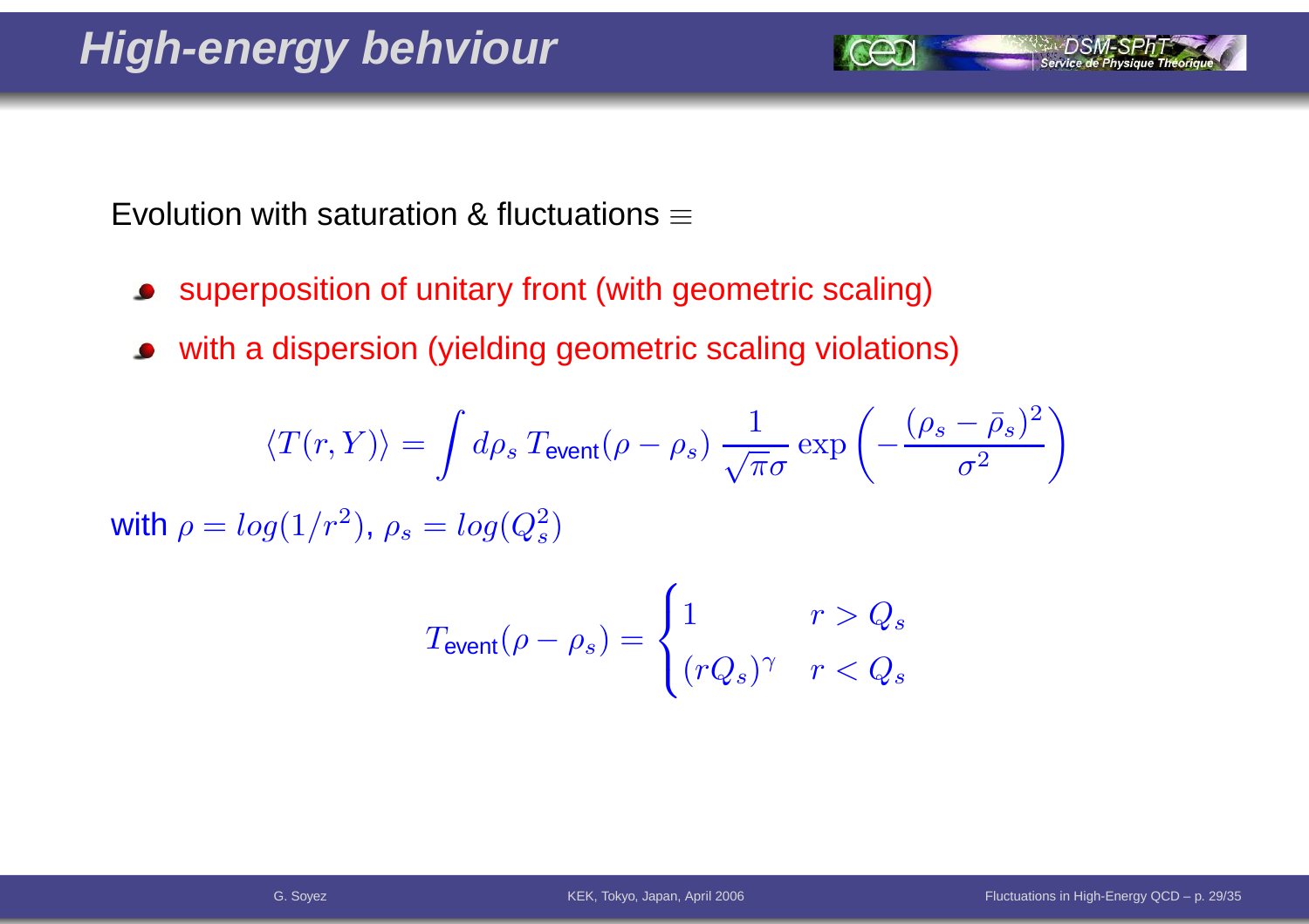# High-energy behaviour

Evolution with saturation & fluctuations $\equiv$

- superposition of unitary front (with geometric scaling)
- with a dispersion (yielding geometric scaling violations)

$$\langle T(r,Y)\rangle = \int d\rho_s \, T_{\text{event}}(\rho-\rho_s)\, \frac{1}{\sqrt{\pi}\sigma} \exp\left(-\frac{(\rho_s-\bar{\rho}_s)^2}{\sigma^2}\right)$$

with $\rho = log(1/r^2)$, $\rho_s = log(Q_s^2)$

$$T_{\text{event}}(\rho-\rho_s) = \begin{cases} 1 & r > Q_s \\ (rQ_s)^\gamma & r < Q_s \end{cases}$$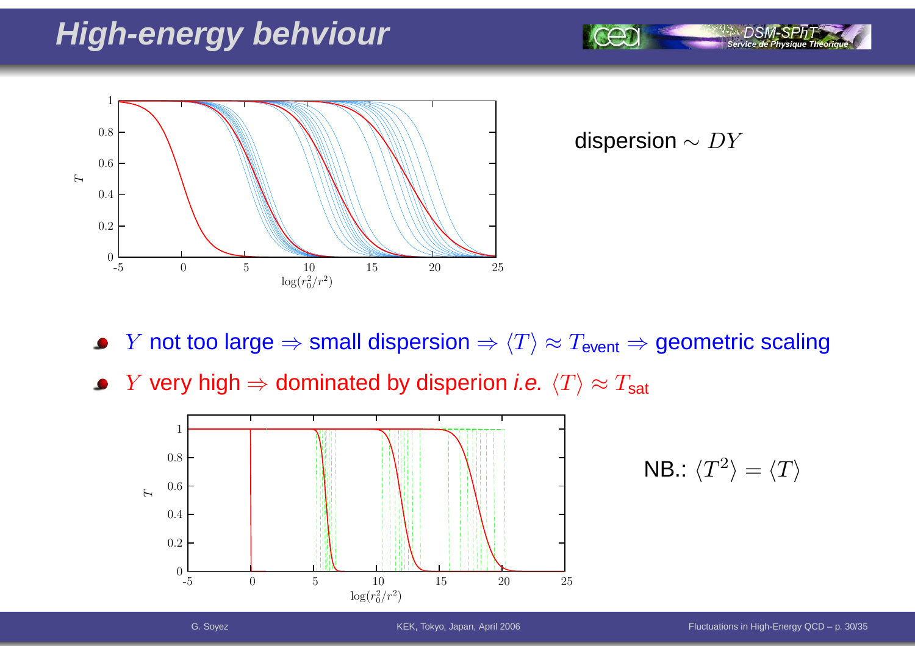# High-energy behviour

dispersion $\sim DY$

- $Y$ not too large $\Rightarrow$ small dispersion $\Rightarrow \langle T \rangle \approx T_{\text{event}} \Rightarrow$ geometric scaling
- $Y$ very high $\Rightarrow$ dominated by disperion *i.e.* $\langle T \rangle \approx T_{\text{sat}}$

NB.: $\langle T^2 \rangle = \langle T \rangle$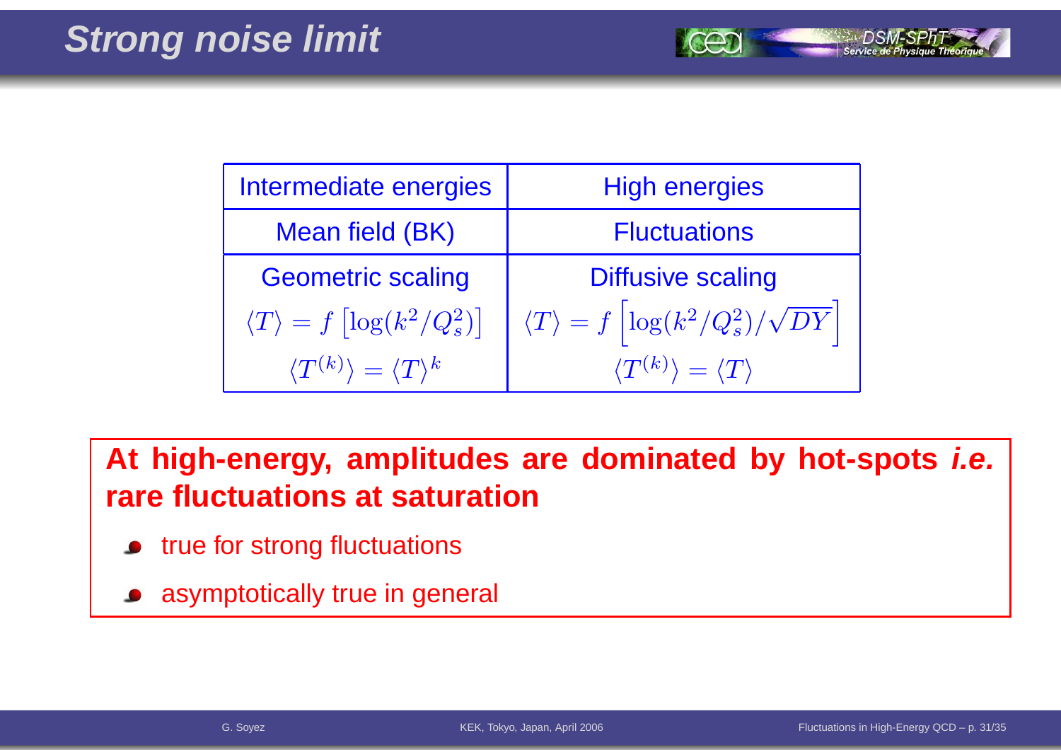# Strong noise limit

| Intermediate energies | High energies |
|---|---|
| Mean field (BK) | Fluctuations |
| Geometric scaling | Diffusive scaling |
| $\langle T \rangle = f\left[\log(k^2/Q_s^2)\right]$ | $\langle T \rangle = f\left[\log(k^2/Q_s^2)/\sqrt{DY}\right]$ |
| $\langle T^{(k)} \rangle = \langle T \rangle^k$ | $\langle T^{(k)} \rangle = \langle T \rangle$ |

**At high-energy, amplitudes are dominated by hot-spots *i.e.* rare fluctuations at saturation**

- true for strong fluctuations
- asymptotically true in general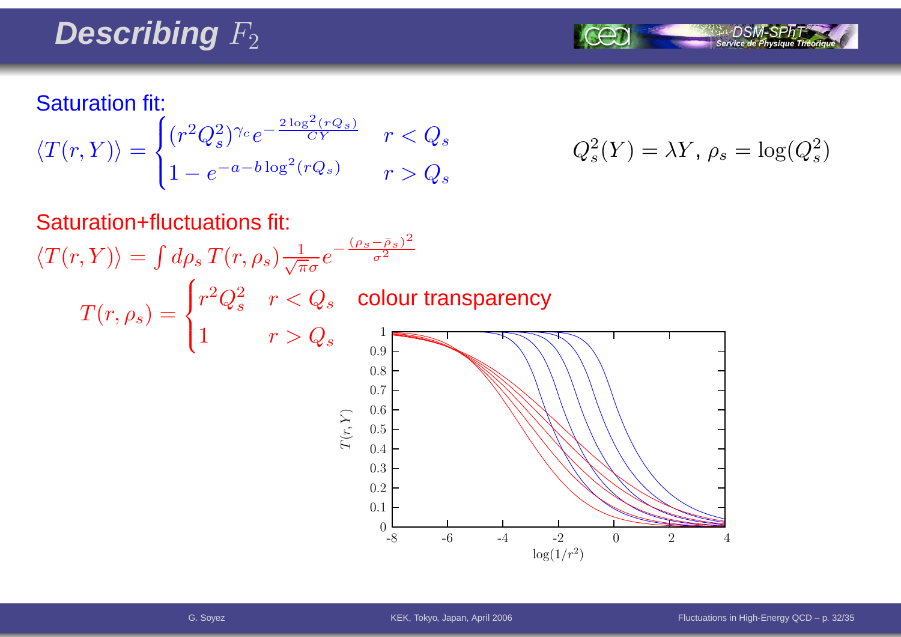# Describing $F_2$

Saturation fit:

$$\langle T(r,Y)\rangle = \begin{cases} (r^2 Q_s^2)^{\gamma_c} e^{-\frac{2\log^2(rQ_s)}{CY}} & r < Q_s \\ 1 - e^{-a-b\log^2(rQ_s)} & r > Q_s \end{cases}$$

$$Q_s^2(Y) = \lambda Y,\ \rho_s = \log(Q_s^2)$$

Saturation+fluctuations fit:

$$\langle T(r,Y)\rangle = \int d\rho_s\, T(r,\rho_s) \frac{1}{\sqrt{\pi}\sigma} e^{-\frac{(\rho_s - \bar{\rho}_s)^2}{\sigma^2}}$$

$$T(r,\rho_s) = \begin{cases} r^2 Q_s^2 & r < Q_s \\ 1 & r > Q_s \end{cases}$$

colour transparency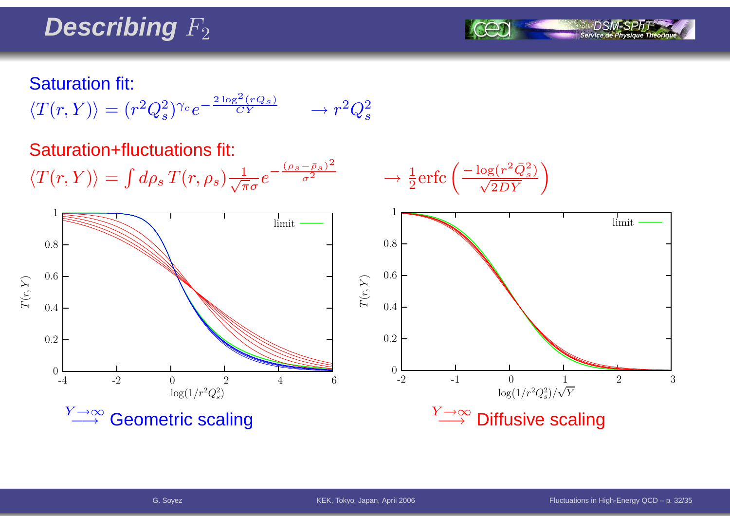# Describing $F_2$

**Saturation fit:**

$$\langle T(r,Y)\rangle = (r^2Q_s^2)^{\gamma_c} e^{-\frac{2\log^2(rQ_s)}{CY}} \qquad \to r^2Q_s^2$$

**Saturation+fluctuations fit:**

$$\langle T(r,Y)\rangle = \int d\rho_s\, T(r,\rho_s)\frac{1}{\sqrt{\pi}\sigma}e^{-\frac{(\rho_s-\bar{\rho}_s)^2}{\sigma^2}} \qquad \to \frac{1}{2}\text{erfc}\left(\frac{-\log(r^2\bar{Q}_s^2)}{\sqrt{2DY}}\right)$$

$\overset{Y\to\infty}{\longrightarrow}$ Geometric scaling

$\overset{Y\to\infty}{\longrightarrow}$ Diffusive scaling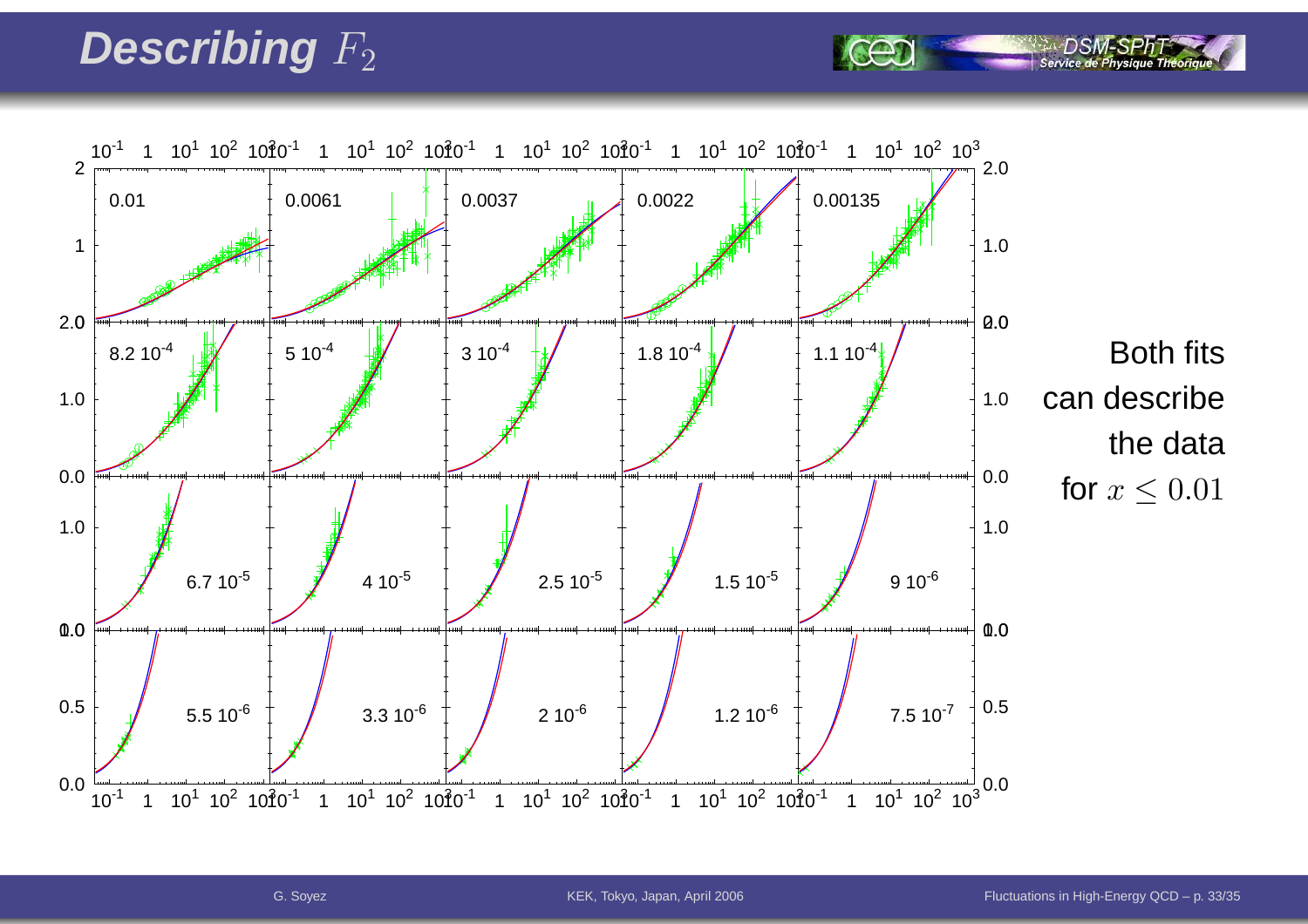# Describing $F_2$

Both fits can describe the data for $x \leq 0.01$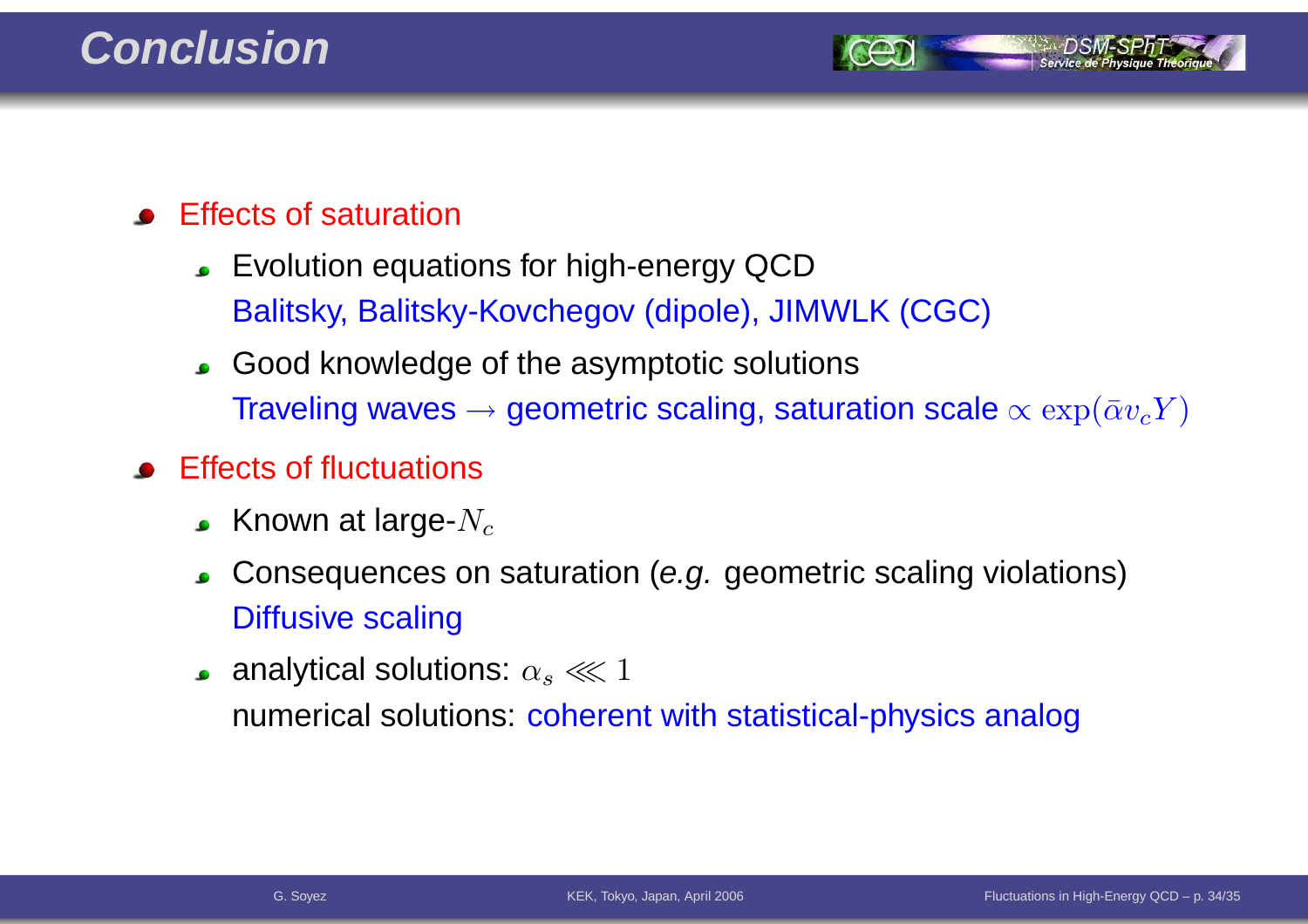# Conclusion

- Effects of saturation
  - Evolution equations for high-energy QCD
    Balitsky, Balitsky-Kovchegov (dipole), JIMWLK (CGC)
  - Good knowledge of the asymptotic solutions
    Traveling waves $\rightarrow$ geometric scaling, saturation scale $\propto \exp(\bar{\alpha} v_c Y)$
- Effects of fluctuations
  - Known at large-$N_c$
  - Consequences on saturation (*e.g.* geometric scaling violations)
    Diffusive scaling
  - analytical solutions: $\alpha_s \lll 1$
    numerical solutions: coherent with statistical-physics analog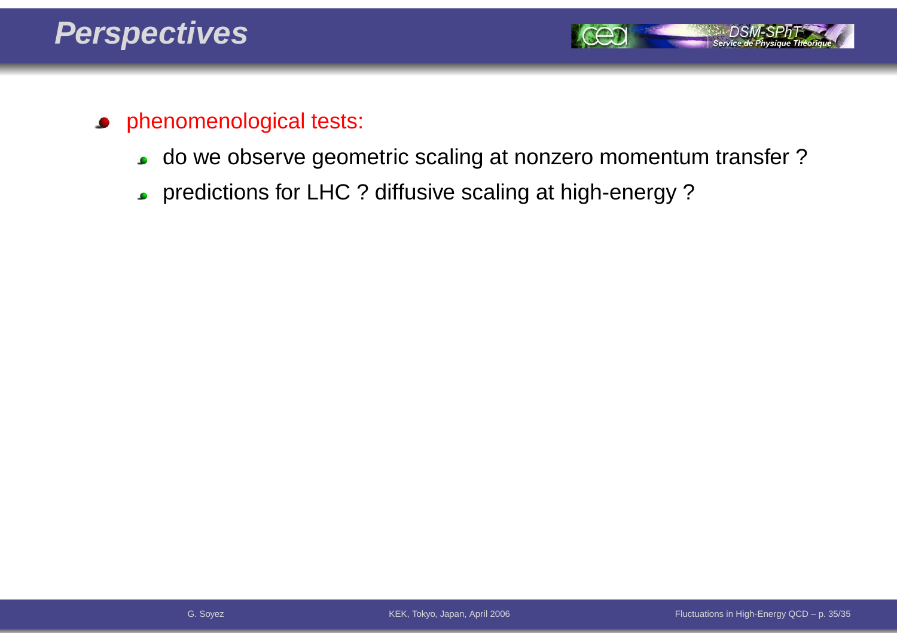# Perspectives

- phenomenological tests:
  - do we observe geometric scaling at nonzero momentum transfer ?
  - predictions for LHC ? diffusive scaling at high-energy ?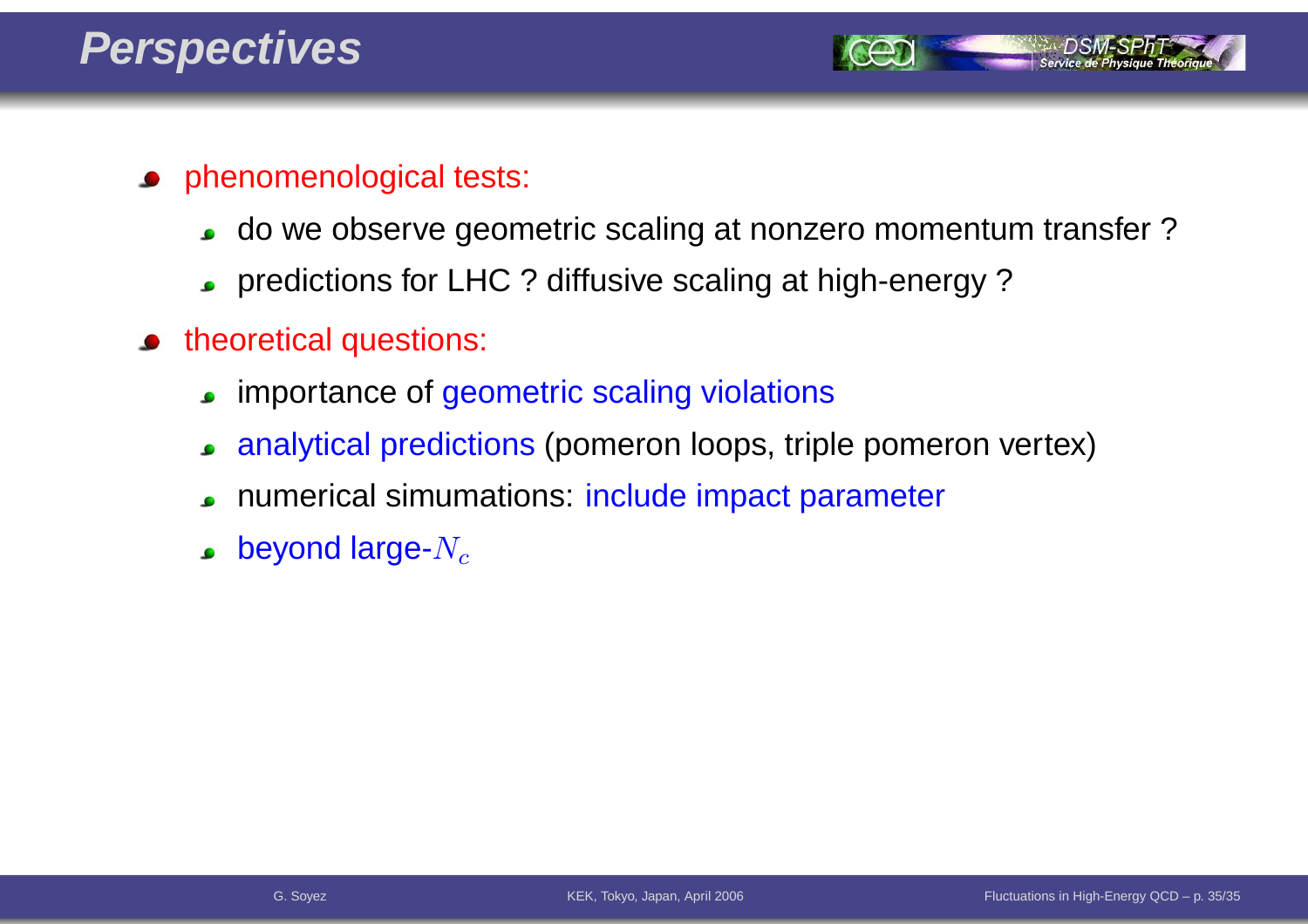# Perspectives

- phenomenological tests:
  - do we observe geometric scaling at nonzero momentum transfer ?
  - predictions for LHC ? diffusive scaling at high-energy ?
- theoretical questions:
  - importance of geometric scaling violations
  - analytical predictions (pomeron loops, triple pomeron vertex)
  - numerical simumations: include impact parameter
  - beyond large-$N_c$